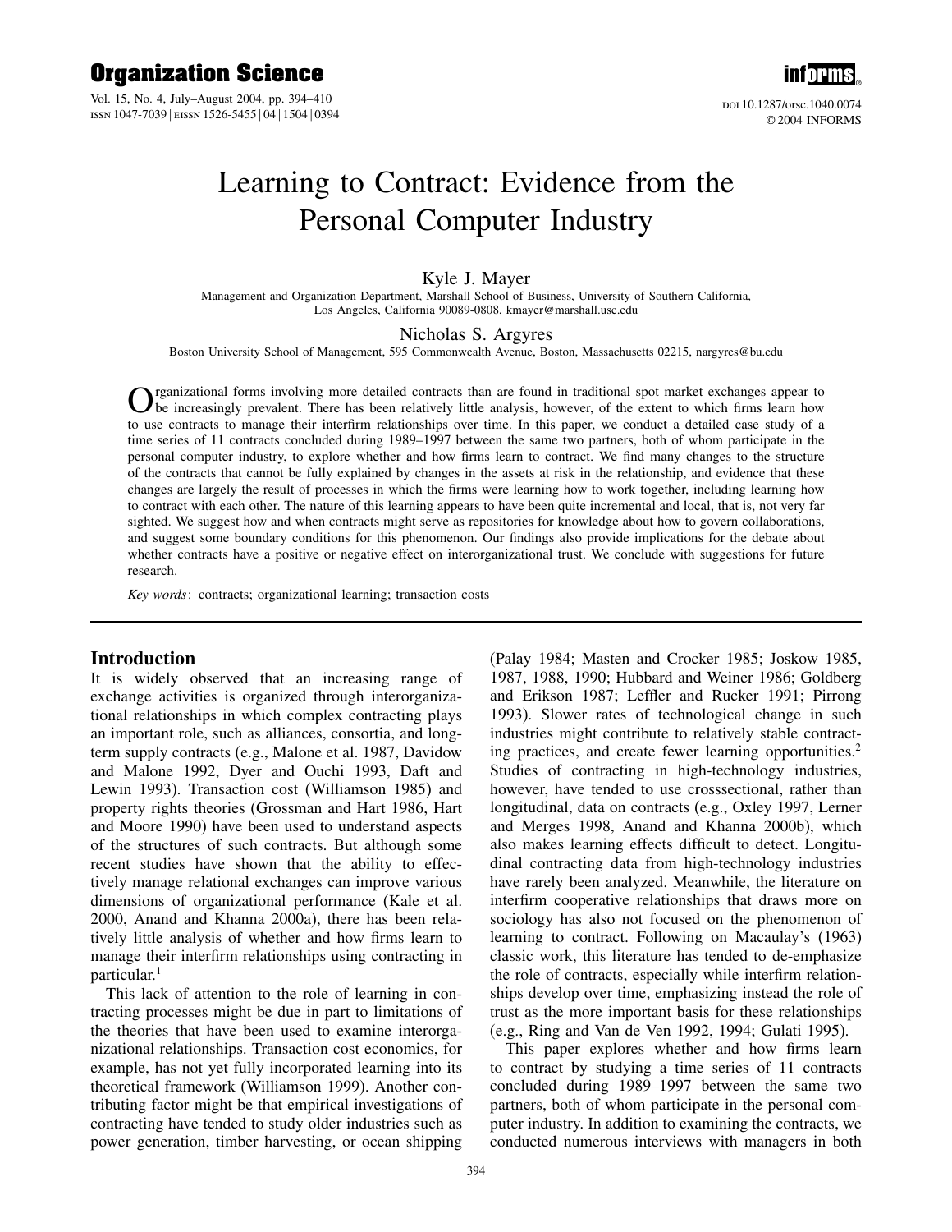# Learning to Contract: Evidence from the Personal Computer Industry

**Kyle J. Mayer**

Management and Organization Department, Marshall School of Business, University of Southern California, Los Angeles, California 90089-0808, kmayer@marshall.usc.edu

**Nicholas S. Argyres**

Boston University School of Management, 595 Commonwealth Avenue, Boston, Massachusetts 02215, nargyres@bu.edu

Organizational forms involving more detailed contracts than are found in traditional spot market exchanges appear to be increasingly prevalent. There has been relatively little analysis, however, of the extent to which firms learn how to use contracts to manage their interfirm relationships over time. In this paper, we conduct a detailed case study of a time series of 11 contracts concluded during 1989–1997 between the same two partners, both of whom participate in the personal computer industry, to explore whether and how firms learn to contract. We find many changes to the structure of the contracts that cannot be fully explained by changes in the assets at risk in the relationship, and evidence that these changes are largely the result of processes in which the firms were learning how to work together, including learning how to contract with each other. The nature of this learning appears to have been quite incremental and local, that is, not very far sighted. We suggest how and when contracts might serve as repositories for knowledge about how to govern collaborations, and suggest some boundary conditions for this phenomenon. Our findings also provide implications for the debate about whether contracts have a positive or negative effect on interorganizational trust. We conclude with suggestions for future research.

*Key words*: contracts; organizational learning; transaction costs

## Introduction

It is widely observed that an increasing range of exchange activities is organized through interorganizational relationships in which complex contracting plays an important role, such as alliances, consortia, and long-term supply contracts (e.g., Malone et al. 1987, Davidow and Malone 1992, Dyer and Ouchi 1993, Daft and Lewin 1993). Transaction cost (Williamson 1985) and property rights theories (Grossman and Hart 1986, Hart and Moore 1990) have been used to understand aspects of the structures of such contracts. But although some recent studies have shown that the ability to effectively manage relational exchanges can improve various dimensions of organizational performance (Kale et al. 2000, Anand and Khanna 2000a), there has been relatively little analysis of whether and how firms learn to manage their interfirm relationships using contracting in particular.[1]

This lack of attention to the role of learning in contracting processes might be due in part to limitations of the theories that have been used to examine interorganizational relationships. Transaction cost economics, for example, has not yet fully incorporated learning into its theoretical framework (Williamson 1999). Another contributing factor might be that empirical investigations of contracting have tended to study older industries such as power generation, timber harvesting, or ocean shipping (Palay 1984; Masten and Crocker 1985; Joskow 1985, 1987, 1988, 1990; Hubbard and Weiner 1986; Goldberg and Erikson 1987; Leffler and Rucker 1991; Pirrong 1993). Slower rates of technological change in such industries might contribute to relatively stable contracting practices, and create fewer learning opportunities.[2] Studies of contracting in high-technology industries, however, have tended to use crosssectional, rather than longitudinal, data on contracts (e.g., Oxley 1997, Lerner and Merges 1998, Anand and Khanna 2000b), which also makes learning effects difficult to detect. Longitudinal contracting data from high-technology industries have rarely been analyzed. Meanwhile, the literature on interfirm cooperative relationships that draws more on sociology has also not focused on the phenomenon of learning to contract. Following on Macaulay's (1963) classic work, this literature has tended to de-emphasize the role of contracts, especially while interfirm relationships develop over time, emphasizing instead the role of trust as the more important basis for these relationships (e.g., Ring and Van de Ven 1992, 1994; Gulati 1995).

This paper explores whether and how firms learn to contract by studying a time series of 11 contracts concluded during 1989–1997 between the same two partners, both of whom participate in the personal computer industry. In addition to examining the contracts, we conducted numerous interviews with managers in both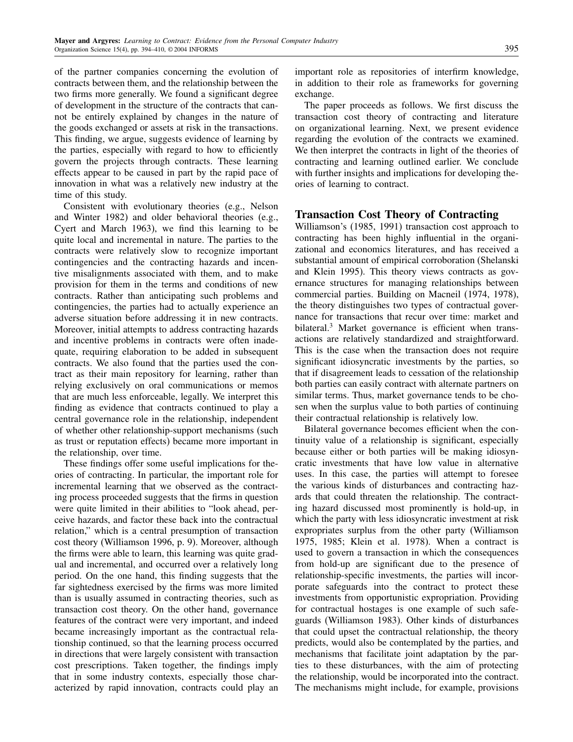of the partner companies concerning the evolution of contracts between them, and the relationship between the two firms more generally. We found a significant degree of development in the structure of the contracts that cannot be entirely explained by changes in the nature of the goods exchanged or assets at risk in the transactions. This finding, we argue, suggests evidence of learning by the parties, especially with regard to how to efficiently govern the projects through contracts. These learning effects appear to be caused in part by the rapid pace of innovation in what was a relatively new industry at the time of this study.

Consistent with evolutionary theories (e.g., Nelson and Winter 1982) and older behavioral theories (e.g., Cyert and March 1963), we find this learning to be quite local and incremental in nature. The parties to the contracts were relatively slow to recognize important contingencies and the contracting hazards and incentive misalignments associated with them, and to make provision for them in the terms and conditions of new contracts. Rather than anticipating such problems and contingencies, the parties had to actually experience an adverse situation before addressing it in new contracts. Moreover, initial attempts to address contracting hazards and incentive problems in contracts were often inadequate, requiring elaboration to be added in subsequent contracts. We also found that the parties used the contract as their main repository for learning, rather than relying exclusively on oral communications or memos that are much less enforceable, legally. We interpret this finding as evidence that contracts continued to play a central governance role in the relationship, independent of whether other relationship-support mechanisms (such as trust or reputation effects) became more important in the relationship, over time.

These findings offer some useful implications for theories of contracting. In particular, the important role for incremental learning that we observed as the contracting process proceeded suggests that the firms in question were quite limited in their abilities to "look ahead, perceive hazards, and factor these back into the contractual relation," which is a central presumption of transaction cost theory (Williamson 1996, p. 9). Moreover, although the firms were able to learn, this learning was quite gradual and incremental, and occurred over a relatively long period. On the one hand, this finding suggests that the far sightedness exercised by the firms was more limited than is usually assumed in contracting theories, such as transaction cost theory. On the other hand, governance features of the contract were very important, and indeed became increasingly important as the contractual relationship continued, so that the learning process occurred in directions that were largely consistent with transaction cost prescriptions. Taken together, the findings imply that in some industry contexts, especially those characterized by rapid innovation, contracts could play an important role as repositories of interfirm knowledge, in addition to their role as frameworks for governing exchange.

The paper proceeds as follows. We first discuss the transaction cost theory of contracting and literature on organizational learning. Next, we present evidence regarding the evolution of the contracts we examined. We then interpret the contracts in light of the theories of contracting and learning outlined earlier. We conclude with further insights and implications for developing theories of learning to contract.

## Transaction Cost Theory of Contracting

Williamson's (1985, 1991) transaction cost approach to contracting has been highly influential in the organizational and economics literatures, and has received a substantial amount of empirical corroboration (Shelanski and Klein 1995). This theory views contracts as governance structures for managing relationships between commercial parties. Building on Macneil (1974, 1978), the theory distinguishes two types of contractual governance for transactions that recur over time: market and bilateral.[3] Market governance is efficient when transactions are relatively standardized and straightforward. This is the case when the transaction does not require significant idiosyncratic investments by the parties, so that if disagreement leads to cessation of the relationship both parties can easily contract with alternate partners on similar terms. Thus, market governance tends to be chosen when the surplus value to both parties of continuing their contractual relationship is relatively low.

Bilateral governance becomes efficient when the continuity value of a relationship is significant, especially because either or both parties will be making idiosyncratic investments that have low value in alternative uses. In this case, the parties will attempt to foresee the various kinds of disturbances and contracting hazards that could threaten the relationship. The contracting hazard discussed most prominently is hold-up, in which the party with less idiosyncratic investment at risk expropriates surplus from the other party (Williamson 1975, 1985; Klein et al. 1978). When a contract is used to govern a transaction in which the consequences from hold-up are significant due to the presence of relationship-specific investments, the parties will incorporate safeguards into the contract to protect these investments from opportunistic expropriation. Providing for contractual hostages is one example of such safeguards (Williamson 1983). Other kinds of disturbances that could upset the contractual relationship, the theory predicts, would also be contemplated by the parties, and mechanisms that facilitate joint adaptation by the parties to these disturbances, with the aim of protecting the relationship, would be incorporated into the contract. The mechanisms might include, for example, provisions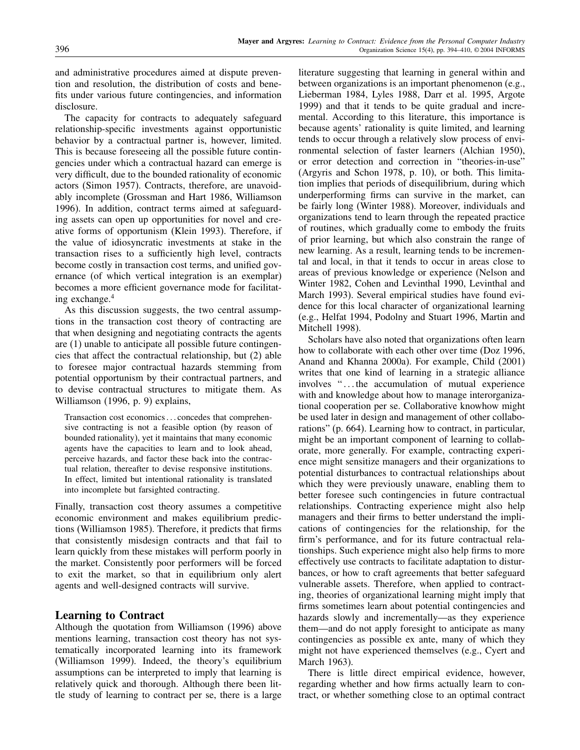and administrative procedures aimed at dispute prevention and resolution, the distribution of costs and benefits under various future contingencies, and information disclosure.

The capacity for contracts to adequately safeguard relationship-specific investments against opportunistic behavior by a contractual partner is, however, limited. This is because foreseeing all the possible future contingencies under which a contractual hazard can emerge is very difficult, due to the bounded rationality of economic actors (Simon 1957). Contracts, therefore, are unavoidably incomplete (Grossman and Hart 1986, Williamson 1996). In addition, contract terms aimed at safeguarding assets can open up opportunities for novel and creative forms of opportunism (Klein 1993). Therefore, if the value of idiosyncratic investments at stake in the transaction rises to a sufficiently high level, contracts become costly in transaction cost terms, and unified governance (of which vertical integration is an exemplar) becomes a more efficient governance mode for facilitating exchange.[4]

As this discussion suggests, the two central assumptions in the transaction cost theory of contracting are that when designing and negotiating contracts the agents are (1) unable to anticipate all possible future contingencies that affect the contractual relationship, but (2) able to foresee major contractual hazards stemming from potential opportunism by their contractual partners, and to devise contractual structures to mitigate them. As Williamson (1996, p. 9) explains,

> Transaction cost economics ... concedes that comprehensive contracting is not a feasible option (by reason of bounded rationality), yet it maintains that many economic agents have the capacities to learn and to look ahead, perceive hazards, and factor these back into the contractual relation, thereafter to devise responsive institutions. In effect, limited but intentional rationality is translated into incomplete but farsighted contracting.

Finally, transaction cost theory assumes a competitive economic environment and makes equilibrium predictions (Williamson 1985). Therefore, it predicts that firms that consistently misdesign contracts and that fail to learn quickly from these mistakes will perform poorly in the market. Consistently poor performers will be forced to exit the market, so that in equilibrium only alert agents and well-designed contracts will survive.

## Learning to Contract

Although the quotation from Williamson (1996) above mentions learning, transaction cost theory has not systematically incorporated learning into its framework (Williamson 1999). Indeed, the theory's equilibrium assumptions can be interpreted to imply that learning is relatively quick and thorough. Although there been little study of learning to contract per se, there is a large literature suggesting that learning in general within and between organizations is an important phenomenon (e.g., Lieberman 1984, Lyles 1988, Darr et al. 1995, Argote 1999) and that it tends to be quite gradual and incremental. According to this literature, this importance is because agents' rationality is quite limited, and learning tends to occur through a relatively slow process of environmental selection of faster learners (Alchian 1950), or error detection and correction in "theories-in-use" (Argyris and Schon 1978, p. 10), or both. This limitation implies that periods of disequilibrium, during which underperforming firms can survive in the market, can be fairly long (Winter 1988). Moreover, individuals and organizations tend to learn through the repeated practice of routines, which gradually come to embody the fruits of prior learning, but which also constrain the range of new learning. As a result, learning tends to be incremental and local, in that it tends to occur in areas close to areas of previous knowledge or experience (Nelson and Winter 1982, Cohen and Levinthal 1990, Levinthal and March 1993). Several empirical studies have found evidence for this local character of organizational learning (e.g., Helfat 1994, Podolny and Stuart 1996, Martin and Mitchell 1998).

Scholars have also noted that organizations often learn how to collaborate with each other over time (Doz 1996, Anand and Khanna 2000a). For example, Child (2001) writes that one kind of learning in a strategic alliance involves "... the accumulation of mutual experience with and knowledge about how to manage interorganizational cooperation per se. Collaborative knowhow might be used later in design and management of other collaborations" (p. 664). Learning how to contract, in particular, might be an important component of learning to collaborate, more generally. For example, contracting experience might sensitize managers and their organizations to potential disturbances to contractual relationships about which they were previously unaware, enabling them to better foresee such contingencies in future contractual relationships. Contracting experience might also help managers and their firms to better understand the implications of contingencies for the relationship, for the firm's performance, and for its future contractual relationships. Such experience might also help firms to more effectively use contracts to facilitate adaptation to disturbances, or how to craft agreements that better safeguard vulnerable assets. Therefore, when applied to contracting, theories of organizational learning might imply that firms sometimes learn about potential contingencies and hazards slowly and incrementally—as they experience them—and do not apply foresight to anticipate as many contingencies as possible ex ante, many of which they might not have experienced themselves (e.g., Cyert and March 1963).

There is little direct empirical evidence, however, regarding whether and how firms actually learn to contract, or whether something close to an optimal contract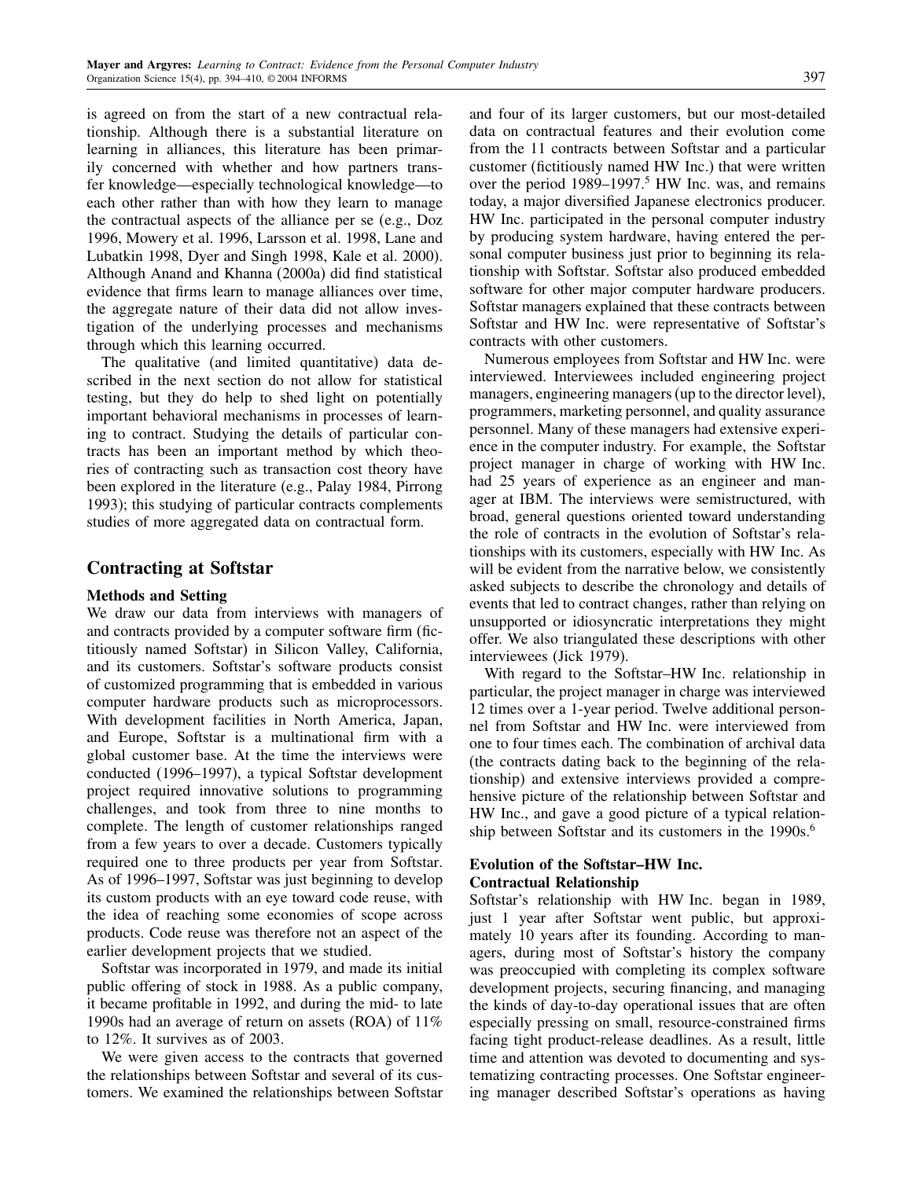is agreed on from the start of a new contractual relationship. Although there is a substantial literature on learning in alliances, this literature has been primarily concerned with whether and how partners transfer knowledge—especially technological knowledge—to each other rather than with how they learn to manage the contractual aspects of the alliance per se (e.g., Doz 1996, Mowery et al. 1996, Larsson et al. 1998, Lane and Lubatkin 1998, Dyer and Singh 1998, Kale et al. 2000). Although Anand and Khanna (2000a) did find statistical evidence that firms learn to manage alliances over time, the aggregate nature of their data did not allow investigation of the underlying processes and mechanisms through which this learning occurred.

The qualitative (and limited quantitative) data described in the next section do not allow for statistical testing, but they do help to shed light on potentially important behavioral mechanisms in processes of learning to contract. Studying the details of particular contracts has been an important method by which theories of contracting such as transaction cost theory have been explored in the literature (e.g., Palay 1984, Pirrong 1993); this studying of particular contracts complements studies of more aggregated data on contractual form.

## Contracting at Softstar

### Methods and Setting

We draw our data from interviews with managers of and contracts provided by a computer software firm (fictitiously named Softstar) in Silicon Valley, California, and its customers. Softstar's software products consist of customized programming that is embedded in various computer hardware products such as microprocessors. With development facilities in North America, Japan, and Europe, Softstar is a multinational firm with a global customer base. At the time the interviews were conducted (1996–1997), a typical Softstar development project required innovative solutions to programming challenges, and took from three to nine months to complete. The length of customer relationships ranged from a few years to over a decade. Customers typically required one to three products per year from Softstar. As of 1996–1997, Softstar was just beginning to develop its custom products with an eye toward code reuse, with the idea of reaching some economies of scope across products. Code reuse was therefore not an aspect of the earlier development projects that we studied.

Softstar was incorporated in 1979, and made its initial public offering of stock in 1988. As a public company, it became profitable in 1992, and during the mid- to late 1990s had an average of return on assets (ROA) of 11% to 12%. It survives as of 2003.

We were given access to the contracts that governed the relationships between Softstar and several of its customers. We examined the relationships between Softstar and four of its larger customers, but our most-detailed data on contractual features and their evolution come from the 11 contracts between Softstar and a particular customer (fictitiously named HW Inc.) that were written over the period 1989–1997.[5] HW Inc. was, and remains today, a major diversified Japanese electronics producer. HW Inc. participated in the personal computer industry by producing system hardware, having entered the personal computer business just prior to beginning its relationship with Softstar. Softstar also produced embedded software for other major computer hardware producers. Softstar managers explained that these contracts between Softstar and HW Inc. were representative of Softstar's contracts with other customers.

Numerous employees from Softstar and HW Inc. were interviewed. Interviewees included engineering project managers, engineering managers (up to the director level), programmers, marketing personnel, and quality assurance personnel. Many of these managers had extensive experience in the computer industry. For example, the Softstar project manager in charge of working with HW Inc. had 25 years of experience as an engineer and manager at IBM. The interviews were semistructured, with broad, general questions oriented toward understanding the role of contracts in the evolution of Softstar's relationships with its customers, especially with HW Inc. As will be evident from the narrative below, we consistently asked subjects to describe the chronology and details of events that led to contract changes, rather than relying on unsupported or idiosyncratic interpretations they might offer. We also triangulated these descriptions with other interviewees (Jick 1979).

With regard to the Softstar–HW Inc. relationship in particular, the project manager in charge was interviewed 12 times over a 1-year period. Twelve additional personnel from Softstar and HW Inc. were interviewed from one to four times each. The combination of archival data (the contracts dating back to the beginning of the relationship) and extensive interviews provided a comprehensive picture of the relationship between Softstar and HW Inc., and gave a good picture of a typical relationship between Softstar and its customers in the 1990s.[6]

### Evolution of the Softstar–HW Inc. Contractual Relationship

Softstar's relationship with HW Inc. began in 1989, just 1 year after Softstar went public, but approximately 10 years after its founding. According to managers, during most of Softstar's history the company was preoccupied with completing its complex software development projects, securing financing, and managing the kinds of day-to-day operational issues that are often especially pressing on small, resource-constrained firms facing tight product-release deadlines. As a result, little time and attention was devoted to documenting and systematizing contracting processes. One Softstar engineering manager described Softstar's operations as having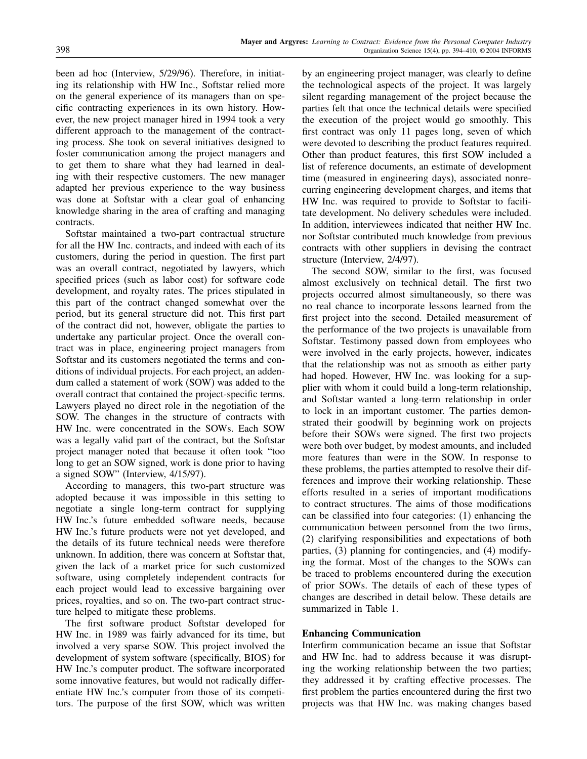been ad hoc (Interview, 5/29/96). Therefore, in initiating its relationship with HW Inc., Softstar relied more on the general experience of its managers than on specific contracting experiences in its own history. However, the new project manager hired in 1994 took a very different approach to the management of the contracting process. She took on several initiatives designed to foster communication among the project managers and to get them to share what they had learned in dealing with their respective customers. The new manager adapted her previous experience to the way business was done at Softstar with a clear goal of enhancing knowledge sharing in the area of crafting and managing contracts.

Softstar maintained a two-part contractual structure for all the HW Inc. contracts, and indeed with each of its customers, during the period in question. The first part was an overall contract, negotiated by lawyers, which specified prices (such as labor cost) for software code development, and royalty rates. The prices stipulated in this part of the contract changed somewhat over the period, but its general structure did not. This first part of the contract did not, however, obligate the parties to undertake any particular project. Once the overall contract was in place, engineering project managers from Softstar and its customers negotiated the terms and conditions of individual projects. For each project, an addendum called a statement of work (SOW) was added to the overall contract that contained the project-specific terms. Lawyers played no direct role in the negotiation of the SOW. The changes in the structure of contracts with HW Inc. were concentrated in the SOWs. Each SOW was a legally valid part of the contract, but the Softstar project manager noted that because it often took "too long to get an SOW signed, work is done prior to having a signed SOW" (Interview, 4/15/97).

According to managers, this two-part structure was adopted because it was impossible in this setting to negotiate a single long-term contract for supplying HW Inc.'s future embedded software needs, because HW Inc.'s future products were not yet developed, and the details of its future technical needs were therefore unknown. In addition, there was concern at Softstar that, given the lack of a market price for such customized software, using completely independent contracts for each project would lead to excessive bargaining over prices, royalties, and so on. The two-part contract structure helped to mitigate these problems.

The first software product Softstar developed for HW Inc. in 1989 was fairly advanced for its time, but involved a very sparse SOW. This project involved the development of system software (specifically, BIOS) for HW Inc.'s computer product. The software incorporated some innovative features, but would not radically differentiate HW Inc.'s computer from those of its competitors. The purpose of the first SOW, which was written by an engineering project manager, was clearly to define the technological aspects of the project. It was largely silent regarding management of the project because the parties felt that once the technical details were specified the execution of the project would go smoothly. This first contract was only 11 pages long, seven of which were devoted to describing the product features required. Other than product features, this first SOW included a list of reference documents, an estimate of development time (measured in engineering days), associated nonrecurring engineering development charges, and items that HW Inc. was required to provide to Softstar to facilitate development. No delivery schedules were included. In addition, interviewees indicated that neither HW Inc. nor Softstar contributed much knowledge from previous contracts with other suppliers in devising the contract structure (Interview, 2/4/97).

The second SOW, similar to the first, was focused almost exclusively on technical detail. The first two projects occurred almost simultaneously, so there was no real chance to incorporate lessons learned from the first project into the second. Detailed measurement of the performance of the two projects is unavailable from Softstar. Testimony passed down from employees who were involved in the early projects, however, indicates that the relationship was not as smooth as either party had hoped. However, HW Inc. was looking for a supplier with whom it could build a long-term relationship, and Softstar wanted a long-term relationship in order to lock in an important customer. The parties demonstrated their goodwill by beginning work on projects before their SOWs were signed. The first two projects were both over budget, by modest amounts, and included more features than were in the SOW. In response to these problems, the parties attempted to resolve their differences and improve their working relationship. These efforts resulted in a series of important modifications to contract structures. The aims of those modifications can be classified into four categories: (1) enhancing the communication between personnel from the two firms, (2) clarifying responsibilities and expectations of both parties, (3) planning for contingencies, and (4) modifying the format. Most of the changes to the SOWs can be traced to problems encountered during the execution of prior SOWs. The details of each of these types of changes are described in detail below. These details are summarized in Table 1.

### Enhancing Communication

Interfirm communication became an issue that Softstar and HW Inc. had to address because it was disrupting the working relationship between the two parties; they addressed it by crafting effective processes. The first problem the parties encountered during the first two projects was that HW Inc. was making changes based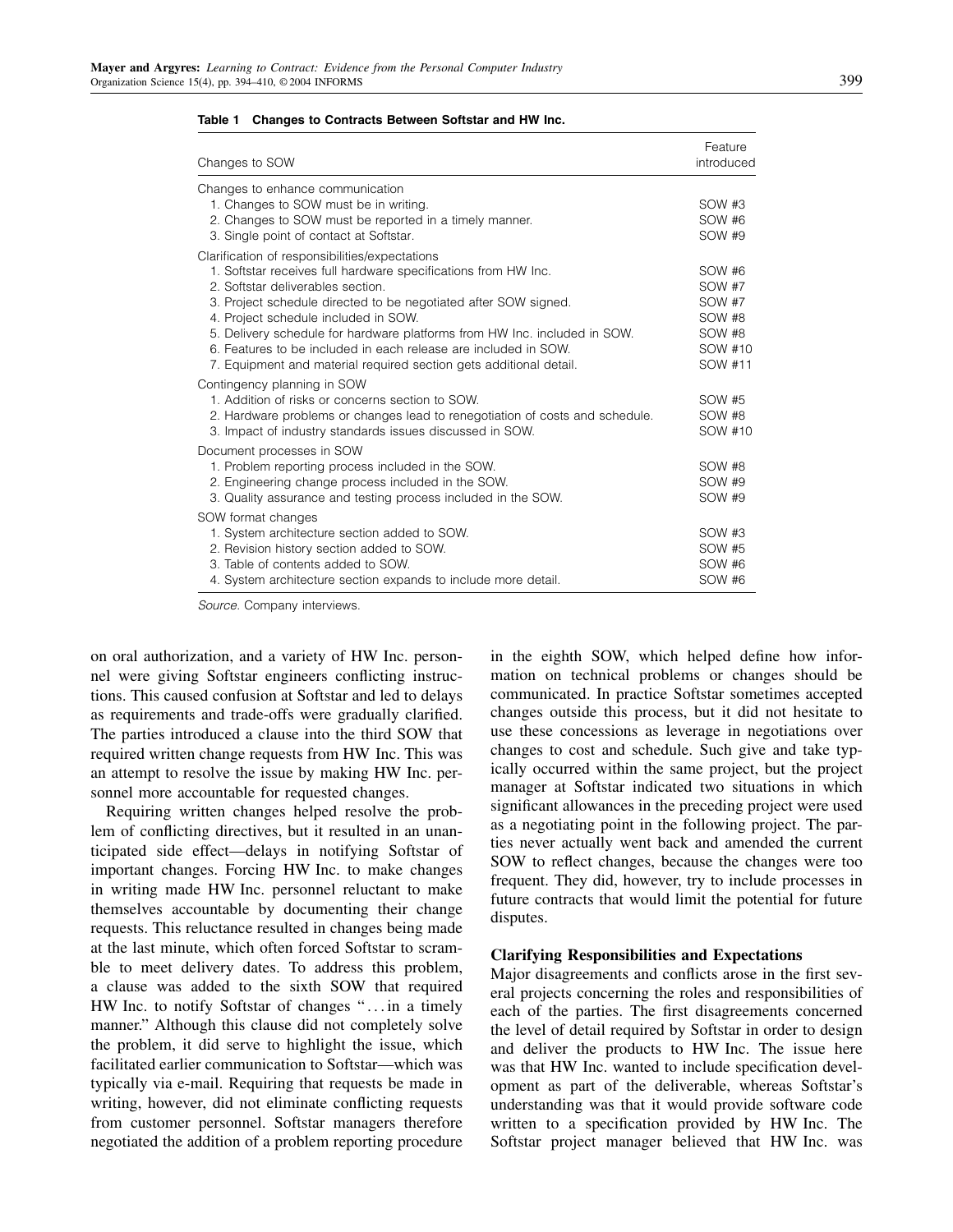**Table 1 Changes to Contracts Between Softstar and HW Inc.**

| Changes to SOW | Feature introduced |
|---|---|
| Changes to enhance communication | |
| 1. Changes to SOW must be in writing. | SOW #3 |
| 2. Changes to SOW must be reported in a timely manner. | SOW #6 |
| 3. Single point of contact at Softstar. | SOW #9 |
| Clarification of responsibilities/expectations | |
| 1. Softstar receives full hardware specifications from HW Inc. | SOW #6 |
| 2. Softstar deliverables section. | SOW #7 |
| 3. Project schedule directed to be negotiated after SOW signed. | SOW #7 |
| 4. Project schedule included in SOW. | SOW #8 |
| 5. Delivery schedule for hardware platforms from HW Inc. included in SOW. | SOW #8 |
| 6. Features to be included in each release are included in SOW. | SOW #10 |
| 7. Equipment and material required section gets additional detail. | SOW #11 |
| Contingency planning in SOW | |
| 1. Addition of risks or concerns section to SOW. | SOW #5 |
| 2. Hardware problems or changes lead to renegotiation of costs and schedule. | SOW #8 |
| 3. Impact of industry standards issues discussed in SOW. | SOW #10 |
| Document processes in SOW | |
| 1. Problem reporting process included in the SOW. | SOW #8 |
| 2. Engineering change process included in the SOW. | SOW #9 |
| 3. Quality assurance and testing process included in the SOW. | SOW #9 |
| SOW format changes | |
| 1. System architecture section added to SOW. | SOW #3 |
| 2. Revision history section added to SOW. | SOW #5 |
| 3. Table of contents added to SOW. | SOW #6 |
| 4. System architecture section expands to include more detail. | SOW #6 |

*Source.* Company interviews.

on oral authorization, and a variety of HW Inc. personnel were giving Softstar engineers conflicting instructions. This caused confusion at Softstar and led to delays as requirements and trade-offs were gradually clarified. The parties introduced a clause into the third SOW that required written change requests from HW Inc. This was an attempt to resolve the issue by making HW Inc. personnel more accountable for requested changes.

Requiring written changes helped resolve the problem of conflicting directives, but it resulted in an unanticipated side effect—delays in notifying Softstar of important changes. Forcing HW Inc. to make changes in writing made HW Inc. personnel reluctant to make themselves accountable by documenting their change requests. This reluctance resulted in changes being made at the last minute, which often forced Softstar to scramble to meet delivery dates. To address this problem, a clause was added to the sixth SOW that required HW Inc. to notify Softstar of changes "...in a timely manner." Although this clause did not completely solve the problem, it did serve to highlight the issue, which facilitated earlier communication to Softstar—which was typically via e-mail. Requiring that requests be made in writing, however, did not eliminate conflicting requests from customer personnel. Softstar managers therefore negotiated the addition of a problem reporting procedure in the eighth SOW, which helped define how information on technical problems or changes should be communicated. In practice Softstar sometimes accepted changes outside this process, but it did not hesitate to use these concessions as leverage in negotiations over changes to cost and schedule. Such give and take typically occurred within the same project, but the project manager at Softstar indicated two situations in which significant allowances in the preceding project were used as a negotiating point in the following project. The parties never actually went back and amended the current SOW to reflect changes, because the changes were too frequent. They did, however, try to include processes in future contracts that would limit the potential for future disputes.

### Clarifying Responsibilities and Expectations

Major disagreements and conflicts arose in the first several projects concerning the roles and responsibilities of each of the parties. The first disagreements concerned the level of detail required by Softstar in order to design and deliver the products to HW Inc. The issue here was that HW Inc. wanted to include specification development as part of the deliverable, whereas Softstar's understanding was that it would provide software code written to a specification provided by HW Inc. The Softstar project manager believed that HW Inc. was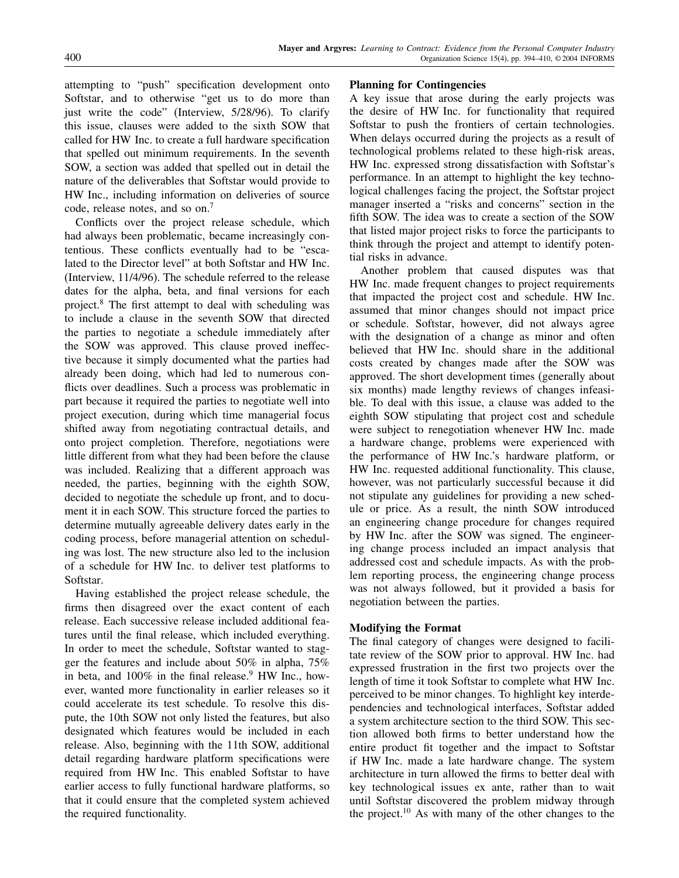attempting to "push" specification development onto Softstar, and to otherwise "get us to do more than just write the code" (Interview, 5/28/96). To clarify this issue, clauses were added to the sixth SOW that called for HW Inc. to create a full hardware specification that spelled out minimum requirements. In the seventh SOW, a section was added that spelled out in detail the nature of the deliverables that Softstar would provide to HW Inc., including information on deliveries of source code, release notes, and so on.[7]

Conflicts over the project release schedule, which had always been problematic, became increasingly contentious. These conflicts eventually had to be "escalated to the Director level" at both Softstar and HW Inc. (Interview, 11/4/96). The schedule referred to the release dates for the alpha, beta, and final versions for each project.[8] The first attempt to deal with scheduling was to include a clause in the seventh SOW that directed the parties to negotiate a schedule immediately after the SOW was approved. This clause proved ineffective because it simply documented what the parties had already been doing, which had led to numerous conflicts over deadlines. Such a process was problematic in part because it required the parties to negotiate well into project execution, during which time managerial focus shifted away from negotiating contractual details, and onto project completion. Therefore, negotiations were little different from what they had been before the clause was included. Realizing that a different approach was needed, the parties, beginning with the eighth SOW, decided to negotiate the schedule up front, and to document it in each SOW. This structure forced the parties to determine mutually agreeable delivery dates early in the coding process, before managerial attention on scheduling was lost. The new structure also led to the inclusion of a schedule for HW Inc. to deliver test platforms to Softstar.

Having established the project release schedule, the firms then disagreed over the exact content of each release. Each successive release included additional features until the final release, which included everything. In order to meet the schedule, Softstar wanted to stagger the features and include about 50% in alpha, 75% in beta, and 100% in the final release.[9] HW Inc., however, wanted more functionality in earlier releases so it could accelerate its test schedule. To resolve this dispute, the 10th SOW not only listed the features, but also designated which features would be included in each release. Also, beginning with the 11th SOW, additional detail regarding hardware platform specifications were required from HW Inc. This enabled Softstar to have earlier access to fully functional hardware platforms, so that it could ensure that the completed system achieved the required functionality.

### Planning for Contingencies

A key issue that arose during the early projects was the desire of HW Inc. for functionality that required Softstar to push the frontiers of certain technologies. When delays occurred during the projects as a result of technological problems related to these high-risk areas, HW Inc. expressed strong dissatisfaction with Softstar's performance. In an attempt to highlight the key technological challenges facing the project, the Softstar project manager inserted a "risks and concerns" section in the fifth SOW. The idea was to create a section of the SOW that listed major project risks to force the participants to think through the project and attempt to identify potential risks in advance.

Another problem that caused disputes was that HW Inc. made frequent changes to project requirements that impacted the project cost and schedule. HW Inc. assumed that minor changes should not impact price or schedule. Softstar, however, did not always agree with the designation of a change as minor and often believed that HW Inc. should share in the additional costs created by changes made after the SOW was approved. The short development times (generally about six months) made lengthy reviews of changes infeasible. To deal with this issue, a clause was added to the eighth SOW stipulating that project cost and schedule were subject to renegotiation whenever HW Inc. made a hardware change, problems were experienced with the performance of HW Inc.'s hardware platform, or HW Inc. requested additional functionality. This clause, however, was not particularly successful because it did not stipulate any guidelines for providing a new schedule or price. As a result, the ninth SOW introduced an engineering change procedure for changes required by HW Inc. after the SOW was signed. The engineering change process included an impact analysis that addressed cost and schedule impacts. As with the problem reporting process, the engineering change process was not always followed, but it provided a basis for negotiation between the parties.

### Modifying the Format

The final category of changes were designed to facilitate review of the SOW prior to approval. HW Inc. had expressed frustration in the first two projects over the length of time it took Softstar to complete what HW Inc. perceived to be minor changes. To highlight key interdependencies and technological interfaces, Softstar added a system architecture section to the third SOW. This section allowed both firms to better understand how the entire product fit together and the impact to Softstar if HW Inc. made a late hardware change. The system architecture in turn allowed the firms to better deal with key technological issues ex ante, rather than to wait until Softstar discovered the problem midway through the project.[10] As with many of the other changes to the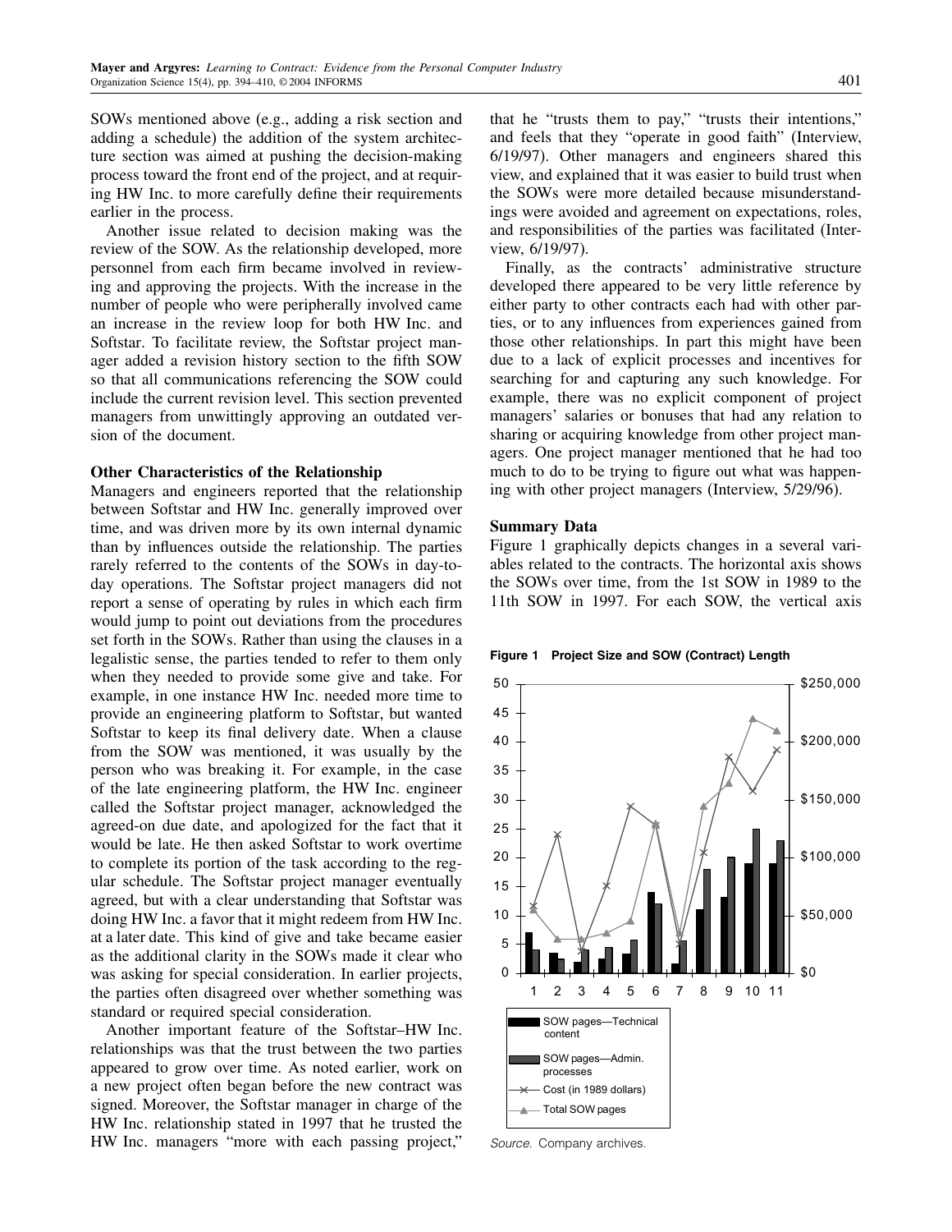SOWs mentioned above (e.g., adding a risk section and adding a schedule) the addition of the system architecture section was aimed at pushing the decision-making process toward the front end of the project, and at requiring HW Inc. to more carefully define their requirements earlier in the process.

Another issue related to decision making was the review of the SOW. As the relationship developed, more personnel from each firm became involved in reviewing and approving the projects. With the increase in the number of people who were peripherally involved came an increase in the review loop for both HW Inc. and Softstar. To facilitate review, the Softstar project manager added a revision history section to the fifth SOW so that all communications referencing the SOW could include the current revision level. This section prevented managers from unwittingly approving an outdated version of the document.

### Other Characteristics of the Relationship

Managers and engineers reported that the relationship between Softstar and HW Inc. generally improved over time, and was driven more by its own internal dynamic than by influences outside the relationship. The parties rarely referred to the contents of the SOWs in day-to-day operations. The Softstar project managers did not report a sense of operating by rules in which each firm would jump to point out deviations from the procedures set forth in the SOWs. Rather than using the clauses in a legalistic sense, the parties tended to refer to them only when they needed to provide some give and take. For example, in one instance HW Inc. needed more time to provide an engineering platform to Softstar, but wanted Softstar to keep its final delivery date. When a clause from the SOW was mentioned, it was usually by the person who was breaking it. For example, in the case of the late engineering platform, the HW Inc. engineer called the Softstar project manager, acknowledged the agreed-on due date, and apologized for the fact that it would be late. He then asked Softstar to work overtime to complete its portion of the task according to the regular schedule. The Softstar project manager eventually agreed, but with a clear understanding that Softstar was doing HW Inc. a favor that it might redeem from HW Inc. at a later date. This kind of give and take became easier as the additional clarity in the SOWs made it clear who was asking for special consideration. In earlier projects, the parties often disagreed over whether something was standard or required special consideration.

Another important feature of the Softstar–HW Inc. relationships was that the trust between the two parties appeared to grow over time. As noted earlier, work on a new project often began before the new contract was signed. Moreover, the Softstar manager in charge of the HW Inc. relationship stated in 1997 that he trusted the HW Inc. managers "more with each passing project," that he "trusts them to pay," "trusts their intentions," and feels that they "operate in good faith" (Interview, 6/19/97). Other managers and engineers shared this view, and explained that it was easier to build trust when the SOWs were more detailed because misunderstandings were avoided and agreement on expectations, roles, and responsibilities of the parties was facilitated (Interview, 6/19/97).

Finally, as the contracts' administrative structure developed there appeared to be very little reference by either party to other contracts each had with other parties, or to any influences from experiences gained from those other relationships. In part this might have been due to a lack of explicit processes and incentives for searching for and capturing any such knowledge. For example, there was no explicit component of project managers' salaries or bonuses that had any relation to sharing or acquiring knowledge from other project managers. One project manager mentioned that he had too much to do to be trying to figure out what was happening with other project managers (Interview, 5/29/96).

### Summary Data

Figure 1 graphically depicts changes in a several variables related to the contracts. The horizontal axis shows the SOWs over time, from the 1st SOW in 1989 to the 11th SOW in 1997. For each SOW, the vertical axis

**Figure 1 Project Size and SOW (Contract) Length**

Legend: SOW pages—Technical content; SOW pages—Admin. processes; Cost (in 1989 dollars); Total SOW pages

*Source.* Company archives.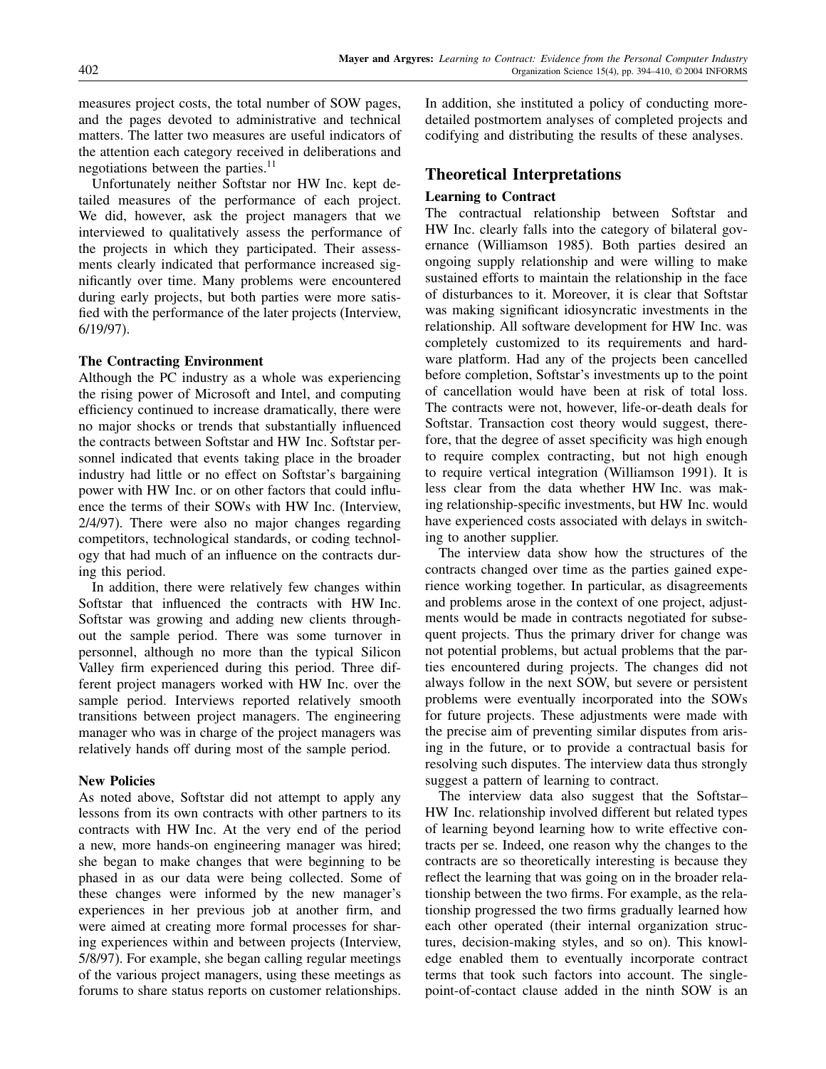measures project costs, the total number of SOW pages, and the pages devoted to administrative and technical matters. The latter two measures are useful indicators of the attention each category received in deliberations and negotiations between the parties.[11]

Unfortunately neither Softstar nor HW Inc. kept detailed measures of the performance of each project. We did, however, ask the project managers that we interviewed to qualitatively assess the performance of the projects in which they participated. Their assessments clearly indicated that performance increased significantly over time. Many problems were encountered during early projects, but both parties were more satisfied with the performance of the later projects (Interview, 6/19/97).

### The Contracting Environment

Although the PC industry as a whole was experiencing the rising power of Microsoft and Intel, and computing efficiency continued to increase dramatically, there were no major shocks or trends that substantially influenced the contracts between Softstar and HW Inc. Softstar personnel indicated that events taking place in the broader industry had little or no effect on Softstar's bargaining power with HW Inc. or on other factors that could influence the terms of their SOWs with HW Inc. (Interview, 2/4/97). There were also no major changes regarding competitors, technological standards, or coding technology that had much of an influence on the contracts during this period.

In addition, there were relatively few changes within Softstar that influenced the contracts with HW Inc. Softstar was growing and adding new clients throughout the sample period. There was some turnover in personnel, although no more than the typical Silicon Valley firm experienced during this period. Three different project managers worked with HW Inc. over the sample period. Interviews reported relatively smooth transitions between project managers. The engineering manager who was in charge of the project managers was relatively hands off during most of the sample period.

### New Policies

As noted above, Softstar did not attempt to apply any lessons from its own contracts with other partners to its contracts with HW Inc. At the very end of the period a new, more hands-on engineering manager was hired; she began to make changes that were beginning to be phased in as our data were being collected. Some of these changes were informed by the new manager's experiences in her previous job at another firm, and were aimed at creating more formal processes for sharing experiences within and between projects (Interview, 5/8/97). For example, she began calling regular meetings of the various project managers, using these meetings as forums to share status reports on customer relationships. In addition, she instituted a policy of conducting more-detailed postmortem analyses of completed projects and codifying and distributing the results of these analyses.

## Theoretical Interpretations

### Learning to Contract

The contractual relationship between Softstar and HW Inc. clearly falls into the category of bilateral governance (Williamson 1985). Both parties desired an ongoing supply relationship and were willing to make sustained efforts to maintain the relationship in the face of disturbances to it. Moreover, it is clear that Softstar was making significant idiosyncratic investments in the relationship. All software development for HW Inc. was completely customized to its requirements and hardware platform. Had any of the projects been cancelled before completion, Softstar's investments up to the point of cancellation would have been at risk of total loss. The contracts were not, however, life-or-death deals for Softstar. Transaction cost theory would suggest, therefore, that the degree of asset specificity was high enough to require complex contracting, but not high enough to require vertical integration (Williamson 1991). It is less clear from the data whether HW Inc. was making relationship-specific investments, but HW Inc. would have experienced costs associated with delays in switching to another supplier.

The interview data show how the structures of the contracts changed over time as the parties gained experience working together. In particular, as disagreements and problems arose in the context of one project, adjustments would be made in contracts negotiated for subsequent projects. Thus the primary driver for change was not potential problems, but actual problems that the parties encountered during projects. The changes did not always follow in the next SOW, but severe or persistent problems were eventually incorporated into the SOWs for future projects. These adjustments were made with the precise aim of preventing similar disputes from arising in the future, or to provide a contractual basis for resolving such disputes. The interview data thus strongly suggest a pattern of learning to contract.

The interview data also suggest that the Softstar–HW Inc. relationship involved different but related types of learning beyond learning how to write effective contracts per se. Indeed, one reason why the changes to the contracts are so theoretically interesting is because they reflect the learning that was going on in the broader relationship between the two firms. For example, as the relationship progressed the two firms gradually learned how each other operated (their internal organization structures, decision-making styles, and so on). This knowledge enabled them to eventually incorporate contract terms that took such factors into account. The single-point-of-contact clause added in the ninth SOW is an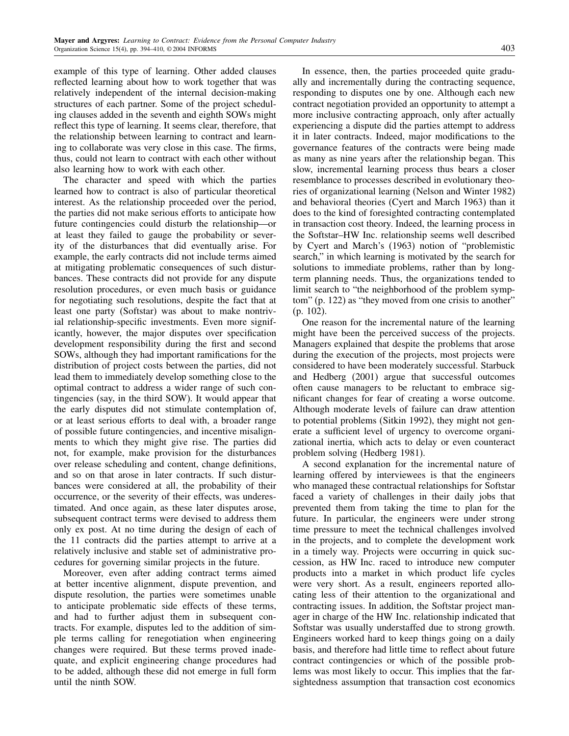example of this type of learning. Other added clauses reflected learning about how to work together that was relatively independent of the internal decision-making structures of each partner. Some of the project scheduling clauses added in the seventh and eighth SOWs might reflect this type of learning. It seems clear, therefore, that the relationship between learning to contract and learning to collaborate was very close in this case. The firms, thus, could not learn to contract with each other without also learning how to work with each other.

The character and speed with which the parties learned how to contract is also of particular theoretical interest. As the relationship proceeded over the period, the parties did not make serious efforts to anticipate how future contingencies could disturb the relationship—or at least they failed to gauge the probability or severity of the disturbances that did eventually arise. For example, the early contracts did not include terms aimed at mitigating problematic consequences of such disturbances. These contracts did not provide for any dispute resolution procedures, or even much basis or guidance for negotiating such resolutions, despite the fact that at least one party (Softstar) was about to make nontrivial relationship-specific investments. Even more significantly, however, the major disputes over specification development responsibility during the first and second SOWs, although they had important ramifications for the distribution of project costs between the parties, did not lead them to immediately develop something close to the optimal contract to address a wider range of such contingencies (say, in the third SOW). It would appear that the early disputes did not stimulate contemplation of, or at least serious efforts to deal with, a broader range of possible future contingencies, and incentive misalignments to which they might give rise. The parties did not, for example, make provision for the disturbances over release scheduling and content, change definitions, and so on that arose in later contracts. If such disturbances were considered at all, the probability of their occurrence, or the severity of their effects, was underestimated. And once again, as these later disputes arose, subsequent contract terms were devised to address them only ex post. At no time during the design of each of the 11 contracts did the parties attempt to arrive at a relatively inclusive and stable set of administrative procedures for governing similar projects in the future.

Moreover, even after adding contract terms aimed at better incentive alignment, dispute prevention, and dispute resolution, the parties were sometimes unable to anticipate problematic side effects of these terms, and had to further adjust them in subsequent contracts. For example, disputes led to the addition of simple terms calling for renegotiation when engineering changes were required. But these terms proved inadequate, and explicit engineering change procedures had to be added, although these did not emerge in full form until the ninth SOW.

In essence, then, the parties proceeded quite gradually and incrementally during the contracting sequence, responding to disputes one by one. Although each new contract negotiation provided an opportunity to attempt a more inclusive contracting approach, only after actually experiencing a dispute did the parties attempt to address it in later contracts. Indeed, major modifications to the governance features of the contracts were being made as many as nine years after the relationship began. This slow, incremental learning process thus bears a closer resemblance to processes described in evolutionary theories of organizational learning (Nelson and Winter 1982) and behavioral theories (Cyert and March 1963) than it does to the kind of foresighted contracting contemplated in transaction cost theory. Indeed, the learning process in the Softstar–HW Inc. relationship seems well described by Cyert and March's (1963) notion of "problemistic search," in which learning is motivated by the search for solutions to immediate problems, rather than by long-term planning needs. Thus, the organizations tended to limit search to "the neighborhood of the problem symptom" (p. 122) as "they moved from one crisis to another" (p. 102).

One reason for the incremental nature of the learning might have been the perceived success of the projects. Managers explained that despite the problems that arose during the execution of the projects, most projects were considered to have been moderately successful. Starbuck and Hedberg (2001) argue that successful outcomes often cause managers to be reluctant to embrace significant changes for fear of creating a worse outcome. Although moderate levels of failure can draw attention to potential problems (Sitkin 1992), they might not generate a sufficient level of urgency to overcome organizational inertia, which acts to delay or even counteract problem solving (Hedberg 1981).

A second explanation for the incremental nature of learning offered by interviewees is that the engineers who managed these contractual relationships for Softstar faced a variety of challenges in their daily jobs that prevented them from taking the time to plan for the future. In particular, the engineers were under strong time pressure to meet the technical challenges involved in the projects, and to complete the development work in a timely way. Projects were occurring in quick succession, as HW Inc. raced to introduce new computer products into a market in which product life cycles were very short. As a result, engineers reported allocating less of their attention to the organizational and contracting issues. In addition, the Softstar project manager in charge of the HW Inc. relationship indicated that Softstar was usually understaffed due to strong growth. Engineers worked hard to keep things going on a daily basis, and therefore had little time to reflect about future contract contingencies or which of the possible problems was most likely to occur. This implies that the farsightedness assumption that transaction cost economics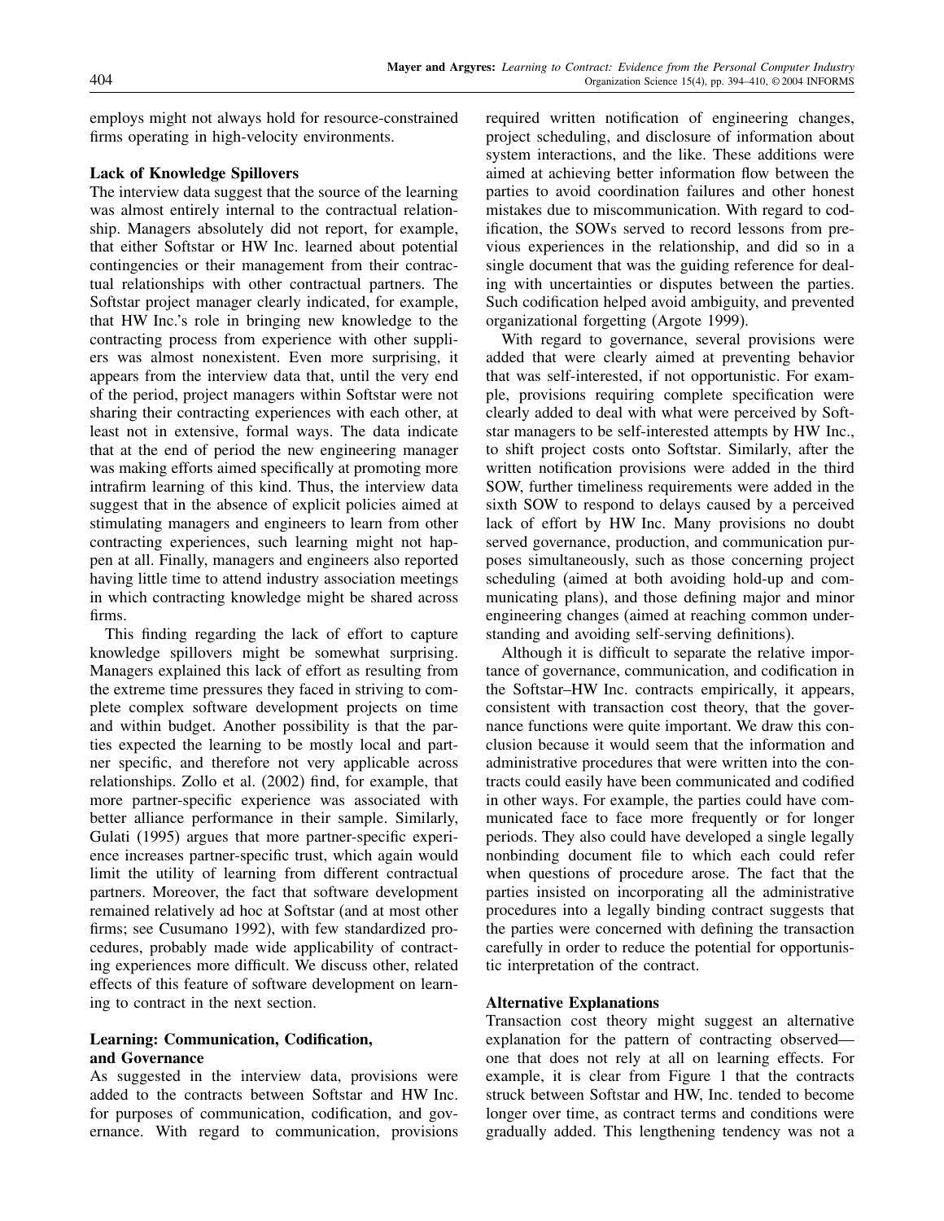employs might not always hold for resource-constrained firms operating in high-velocity environments.

### Lack of Knowledge Spillovers

The interview data suggest that the source of the learning was almost entirely internal to the contractual relationship. Managers absolutely did not report, for example, that either Softstar or HW Inc. learned about potential contingencies or their management from their contractual relationships with other contractual partners. The Softstar project manager clearly indicated, for example, that HW Inc.'s role in bringing new knowledge to the contracting process from experience with other suppliers was almost nonexistent. Even more surprising, it appears from the interview data that, until the very end of the period, project managers within Softstar were not sharing their contracting experiences with each other, at least not in extensive, formal ways. The data indicate that at the end of period the new engineering manager was making efforts aimed specifically at promoting more intrafirm learning of this kind. Thus, the interview data suggest that in the absence of explicit policies aimed at stimulating managers and engineers to learn from other contracting experiences, such learning might not happen at all. Finally, managers and engineers also reported having little time to attend industry association meetings in which contracting knowledge might be shared across firms.

This finding regarding the lack of effort to capture knowledge spillovers might be somewhat surprising. Managers explained this lack of effort as resulting from the extreme time pressures they faced in striving to complete complex software development projects on time and within budget. Another possibility is that the parties expected the learning to be mostly local and partner specific, and therefore not very applicable across relationships. Zollo et al. (2002) find, for example, that more partner-specific experience was associated with better alliance performance in their sample. Similarly, Gulati (1995) argues that more partner-specific experience increases partner-specific trust, which again would limit the utility of learning from different contractual partners. Moreover, the fact that software development remained relatively ad hoc at Softstar (and at most other firms; see Cusumano 1992), with few standardized procedures, probably made wide applicability of contracting experiences more difficult. We discuss other, related effects of this feature of software development on learning to contract in the next section.

### Learning: Communication, Codification, and Governance

As suggested in the interview data, provisions were added to the contracts between Softstar and HW Inc. for purposes of communication, codification, and governance. With regard to communication, provisions required written notification of engineering changes, project scheduling, and disclosure of information about system interactions, and the like. These additions were aimed at achieving better information flow between the parties to avoid coordination failures and other honest mistakes due to miscommunication. With regard to codification, the SOWs served to record lessons from previous experiences in the relationship, and did so in a single document that was the guiding reference for dealing with uncertainties or disputes between the parties. Such codification helped avoid ambiguity, and prevented organizational forgetting (Argote 1999).

With regard to governance, several provisions were added that were clearly aimed at preventing behavior that was self-interested, if not opportunistic. For example, provisions requiring complete specification were clearly added to deal with what were perceived by Softstar managers to be self-interested attempts by HW Inc., to shift project costs onto Softstar. Similarly, after the written notification provisions were added in the third SOW, further timeliness requirements were added in the sixth SOW to respond to delays caused by a perceived lack of effort by HW Inc. Many provisions no doubt served governance, production, and communication purposes simultaneously, such as those concerning project scheduling (aimed at both avoiding hold-up and communicating plans), and those defining major and minor engineering changes (aimed at reaching common understanding and avoiding self-serving definitions).

Although it is difficult to separate the relative importance of governance, communication, and codification in the Softstar–HW Inc. contracts empirically, it appears, consistent with transaction cost theory, that the governance functions were quite important. We draw this conclusion because it would seem that the information and administrative procedures that were written into the contracts could easily have been communicated and codified in other ways. For example, the parties could have communicated face to face more frequently or for longer periods. They also could have developed a single legally nonbinding document file to which each could refer when questions of procedure arose. The fact that the parties insisted on incorporating all the administrative procedures into a legally binding contract suggests that the parties were concerned with defining the transaction carefully in order to reduce the potential for opportunistic interpretation of the contract.

### Alternative Explanations

Transaction cost theory might suggest an alternative explanation for the pattern of contracting observed—one that does not rely at all on learning effects. For example, it is clear from Figure 1 that the contracts struck between Softstar and HW, Inc. tended to become longer over time, as contract terms and conditions were gradually added. This lengthening tendency was not a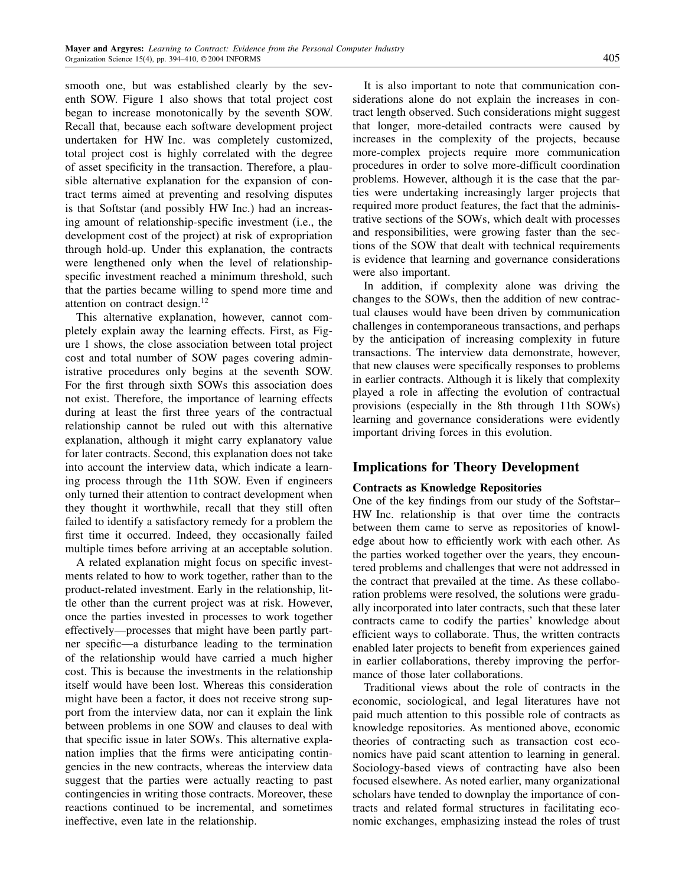smooth one, but was established clearly by the seventh SOW. Figure 1 also shows that total project cost began to increase monotonically by the seventh SOW. Recall that, because each software development project undertaken for HW Inc. was completely customized, total project cost is highly correlated with the degree of asset specificity in the transaction. Therefore, a plausible alternative explanation for the expansion of contract terms aimed at preventing and resolving disputes is that Softstar (and possibly HW Inc.) had an increasing amount of relationship-specific investment (i.e., the development cost of the project) at risk of expropriation through hold-up. Under this explanation, the contracts were lengthened only when the level of relationship-specific investment reached a minimum threshold, such that the parties became willing to spend more time and attention on contract design.[12]

This alternative explanation, however, cannot completely explain away the learning effects. First, as Figure 1 shows, the close association between total project cost and total number of SOW pages covering administrative procedures only begins at the seventh SOW. For the first through sixth SOWs this association does not exist. Therefore, the importance of learning effects during at least the first three years of the contractual relationship cannot be ruled out with this alternative explanation, although it might carry explanatory value for later contracts. Second, this explanation does not take into account the interview data, which indicate a learning process through the 11th SOW. Even if engineers only turned their attention to contract development when they thought it worthwhile, recall that they still often failed to identify a satisfactory remedy for a problem the first time it occurred. Indeed, they occasionally failed multiple times before arriving at an acceptable solution.

A related explanation might focus on specific investments related to how to work together, rather than to the product-related investment. Early in the relationship, little other than the current project was at risk. However, once the parties invested in processes to work together effectively—processes that might have been partly partner specific—a disturbance leading to the termination of the relationship would have carried a much higher cost. This is because the investments in the relationship itself would have been lost. Whereas this consideration might have been a factor, it does not receive strong support from the interview data, nor can it explain the link between problems in one SOW and clauses to deal with that specific issue in later SOWs. This alternative explanation implies that the firms were anticipating contingencies in the new contracts, whereas the interview data suggest that the parties were actually reacting to past contingencies in writing those contracts. Moreover, these reactions continued to be incremental, and sometimes ineffective, even late in the relationship.

It is also important to note that communication considerations alone do not explain the increases in contract length observed. Such considerations might suggest that longer, more-detailed contracts were caused by increases in the complexity of the projects, because more-complex projects require more communication procedures in order to solve more-difficult coordination problems. However, although it is the case that the parties were undertaking increasingly larger projects that required more product features, the fact that the administrative sections of the SOWs, which dealt with processes and responsibilities, were growing faster than the sections of the SOW that dealt with technical requirements is evidence that learning and governance considerations were also important.

In addition, if complexity alone was driving the changes to the SOWs, then the addition of new contractual clauses would have been driven by communication challenges in contemporaneous transactions, and perhaps by the anticipation of increasing complexity in future transactions. The interview data demonstrate, however, that new clauses were specifically responses to problems in earlier contracts. Although it is likely that complexity played a role in affecting the evolution of contractual provisions (especially in the 8th through 11th SOWs) learning and governance considerations were evidently important driving forces in this evolution.

## Implications for Theory Development

### Contracts as Knowledge Repositories

One of the key findings from our study of the Softstar–HW Inc. relationship is that over time the contracts between them came to serve as repositories of knowledge about how to efficiently work with each other. As the parties worked together over the years, they encountered problems and challenges that were not addressed in the contract that prevailed at the time. As these collaboration problems were resolved, the solutions were gradually incorporated into later contracts, such that these later contracts came to codify the parties' knowledge about efficient ways to collaborate. Thus, the written contracts enabled later projects to benefit from experiences gained in earlier collaborations, thereby improving the performance of those later collaborations.

Traditional views about the role of contracts in the economic, sociological, and legal literatures have not paid much attention to this possible role of contracts as knowledge repositories. As mentioned above, economic theories of contracting such as transaction cost economics have paid scant attention to learning in general. Sociology-based views of contracting have also been focused elsewhere. As noted earlier, many organizational scholars have tended to downplay the importance of contracts and related formal structures in facilitating economic exchanges, emphasizing instead the roles of trust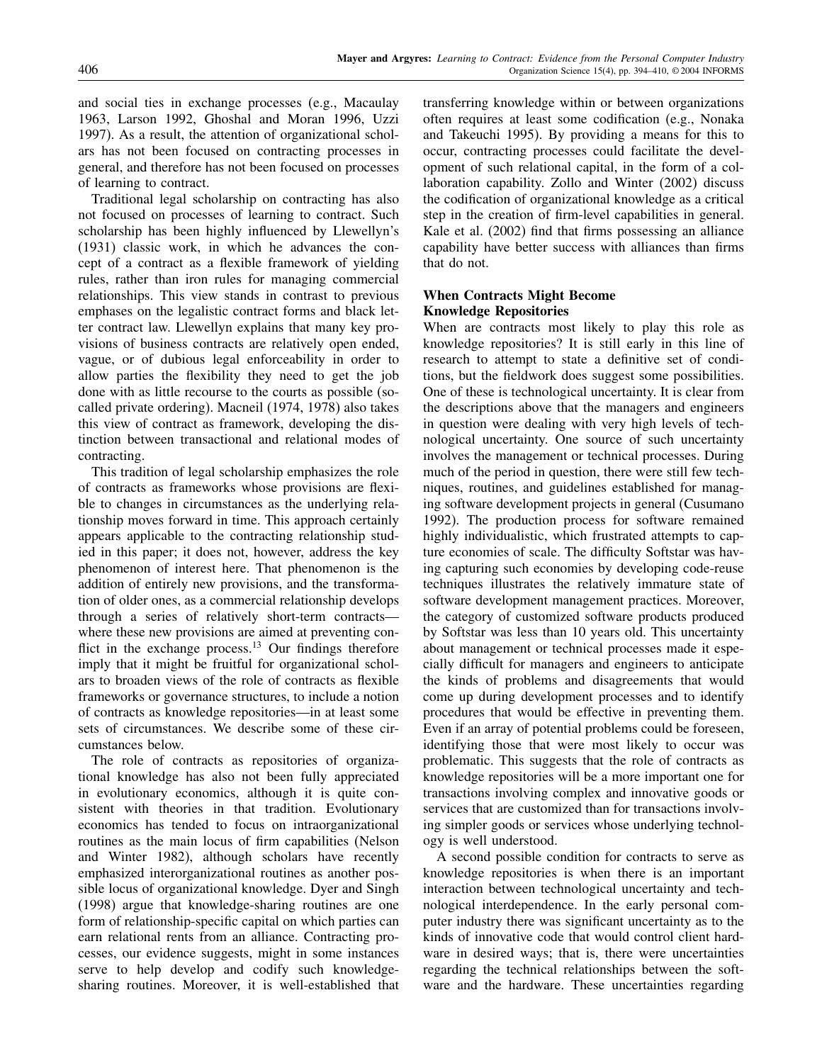and social ties in exchange processes (e.g., Macaulay 1963, Larson 1992, Ghoshal and Moran 1996, Uzzi 1997). As a result, the attention of organizational scholars has not been focused on contracting processes in general, and therefore has not been focused on processes of learning to contract.

Traditional legal scholarship on contracting has also not focused on processes of learning to contract. Such scholarship has been highly influenced by Llewellyn's (1931) classic work, in which he advances the concept of a contract as a flexible framework of yielding rules, rather than iron rules for managing commercial relationships. This view stands in contrast to previous emphases on the legalistic contract forms and black letter contract law. Llewellyn explains that many key provisions of business contracts are relatively open ended, vague, or of dubious legal enforceability in order to allow parties the flexibility they need to get the job done with as little recourse to the courts as possible (so-called private ordering). Macneil (1974, 1978) also takes this view of contract as framework, developing the distinction between transactional and relational modes of contracting.

This tradition of legal scholarship emphasizes the role of contracts as frameworks whose provisions are flexible to changes in circumstances as the underlying relationship moves forward in time. This approach certainly appears applicable to the contracting relationship studied in this paper; it does not, however, address the key phenomenon of interest here. That phenomenon is the addition of entirely new provisions, and the transformation of older ones, as a commercial relationship develops through a series of relatively short-term contracts—where these new provisions are aimed at preventing conflict in the exchange process.[13] Our findings therefore imply that it might be fruitful for organizational scholars to broaden views of the role of contracts as flexible frameworks or governance structures, to include a notion of contracts as knowledge repositories—in at least some sets of circumstances. We describe some of these circumstances below.

The role of contracts as repositories of organizational knowledge has also not been fully appreciated in evolutionary economics, although it is quite consistent with theories in that tradition. Evolutionary economics has tended to focus on intraorganizational routines as the main locus of firm capabilities (Nelson and Winter 1982), although scholars have recently emphasized interorganizational routines as another possible locus of organizational knowledge. Dyer and Singh (1998) argue that knowledge-sharing routines are one form of relationship-specific capital on which parties can earn relational rents from an alliance. Contracting processes, our evidence suggests, might in some instances serve to help develop and codify such knowledge-sharing routines. Moreover, it is well-established that transferring knowledge within or between organizations often requires at least some codification (e.g., Nonaka and Takeuchi 1995). By providing a means for this to occur, contracting processes could facilitate the development of such relational capital, in the form of a collaboration capability. Zollo and Winter (2002) discuss the codification of organizational knowledge as a critical step in the creation of firm-level capabilities in general. Kale et al. (2002) find that firms possessing an alliance capability have better success with alliances than firms that do not.

### When Contracts Might Become Knowledge Repositories

When are contracts most likely to play this role as knowledge repositories? It is still early in this line of research to attempt to state a definitive set of conditions, but the fieldwork does suggest some possibilities. One of these is technological uncertainty. It is clear from the descriptions above that the managers and engineers in question were dealing with very high levels of technological uncertainty. One source of such uncertainty involves the management or technical processes. During much of the period in question, there were still few techniques, routines, and guidelines established for managing software development projects in general (Cusumano 1992). The production process for software remained highly individualistic, which frustrated attempts to capture economies of scale. The difficulty Softstar was having capturing such economies by developing code-reuse techniques illustrates the relatively immature state of software development management practices. Moreover, the category of customized software products produced by Softstar was less than 10 years old. This uncertainty about management or technical processes made it especially difficult for managers and engineers to anticipate the kinds of problems and disagreements that would come up during development processes and to identify procedures that would be effective in preventing them. Even if an array of potential problems could be foreseen, identifying those that were most likely to occur was problematic. This suggests that the role of contracts as knowledge repositories will be a more important one for transactions involving complex and innovative goods or services that are customized than for transactions involving simpler goods or services whose underlying technology is well understood.

A second possible condition for contracts to serve as knowledge repositories is when there is an important interaction between technological uncertainty and technological interdependence. In the early personal computer industry there was significant uncertainty as to the kinds of innovative code that would control client hardware in desired ways; that is, there were uncertainties regarding the technical relationships between the software and the hardware. These uncertainties regarding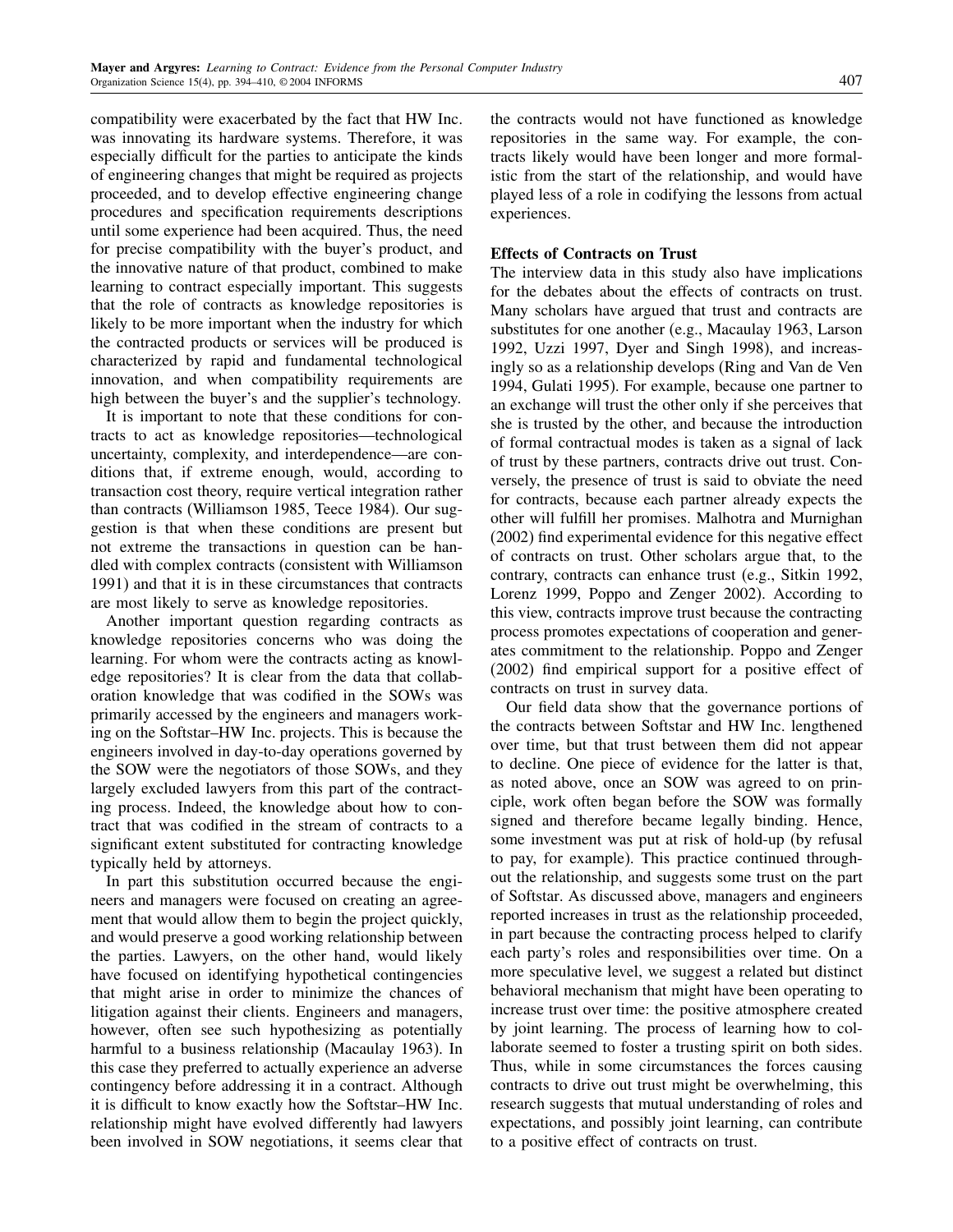compatibility were exacerbated by the fact that HW Inc. was innovating its hardware systems. Therefore, it was especially difficult for the parties to anticipate the kinds of engineering changes that might be required as projects proceeded, and to develop effective engineering change procedures and specification requirements descriptions until some experience had been acquired. Thus, the need for precise compatibility with the buyer's product, and the innovative nature of that product, combined to make learning to contract especially important. This suggests that the role of contracts as knowledge repositories is likely to be more important when the industry for which the contracted products or services will be produced is characterized by rapid and fundamental technological innovation, and when compatibility requirements are high between the buyer's and the supplier's technology.

It is important to note that these conditions for contracts to act as knowledge repositories—technological uncertainty, complexity, and interdependence—are conditions that, if extreme enough, would, according to transaction cost theory, require vertical integration rather than contracts (Williamson 1985, Teece 1984). Our suggestion is that when these conditions are present but not extreme the transactions in question can be handled with complex contracts (consistent with Williamson 1991) and that it is in these circumstances that contracts are most likely to serve as knowledge repositories.

Another important question regarding contracts as knowledge repositories concerns who was doing the learning. For whom were the contracts acting as knowledge repositories? It is clear from the data that collaboration knowledge that was codified in the SOWs was primarily accessed by the engineers and managers working on the Softstar–HW Inc. projects. This is because the engineers involved in day-to-day operations governed by the SOW were the negotiators of those SOWs, and they largely excluded lawyers from this part of the contracting process. Indeed, the knowledge about how to contract that was codified in the stream of contracts to a significant extent substituted for contracting knowledge typically held by attorneys.

In part this substitution occurred because the engineers and managers were focused on creating an agreement that would allow them to begin the project quickly, and would preserve a good working relationship between the parties. Lawyers, on the other hand, would likely have focused on identifying hypothetical contingencies that might arise in order to minimize the chances of litigation against their clients. Engineers and managers, however, often see such hypothesizing as potentially harmful to a business relationship (Macaulay 1963). In this case they preferred to actually experience an adverse contingency before addressing it in a contract. Although it is difficult to know exactly how the Softstar–HW Inc. relationship might have evolved differently had lawyers been involved in SOW negotiations, it seems clear that the contracts would not have functioned as knowledge repositories in the same way. For example, the contracts likely would have been longer and more formalistic from the start of the relationship, and would have played less of a role in codifying the lessons from actual experiences.

### Effects of Contracts on Trust

The interview data in this study also have implications for the debates about the effects of contracts on trust. Many scholars have argued that trust and contracts are substitutes for one another (e.g., Macaulay 1963, Larson 1992, Uzzi 1997, Dyer and Singh 1998), and increasingly so as a relationship develops (Ring and Van de Ven 1994, Gulati 1995). For example, because one partner to an exchange will trust the other only if she perceives that she is trusted by the other, and because the introduction of formal contractual modes is taken as a signal of lack of trust by these partners, contracts drive out trust. Conversely, the presence of trust is said to obviate the need for contracts, because each partner already expects the other will fulfill her promises. Malhotra and Murnighan (2002) find experimental evidence for this negative effect of contracts on trust. Other scholars argue that, to the contrary, contracts can enhance trust (e.g., Sitkin 1992, Lorenz 1999, Poppo and Zenger 2002). According to this view, contracts improve trust because the contracting process promotes expectations of cooperation and generates commitment to the relationship. Poppo and Zenger (2002) find empirical support for a positive effect of contracts on trust in survey data.

Our field data show that the governance portions of the contracts between Softstar and HW Inc. lengthened over time, but that trust between them did not appear to decline. One piece of evidence for the latter is that, as noted above, once an SOW was agreed to on principle, work often began before the SOW was formally signed and therefore became legally binding. Hence, some investment was put at risk of hold-up (by refusal to pay, for example). This practice continued throughout the relationship, and suggests some trust on the part of Softstar. As discussed above, managers and engineers reported increases in trust as the relationship proceeded, in part because the contracting process helped to clarify each party's roles and responsibilities over time. On a more speculative level, we suggest a related but distinct behavioral mechanism that might have been operating to increase trust over time: the positive atmosphere created by joint learning. The process of learning how to collaborate seemed to foster a trusting spirit on both sides. Thus, while in some circumstances the forces causing contracts to drive out trust might be overwhelming, this research suggests that mutual understanding of roles and expectations, and possibly joint learning, can contribute to a positive effect of contracts on trust.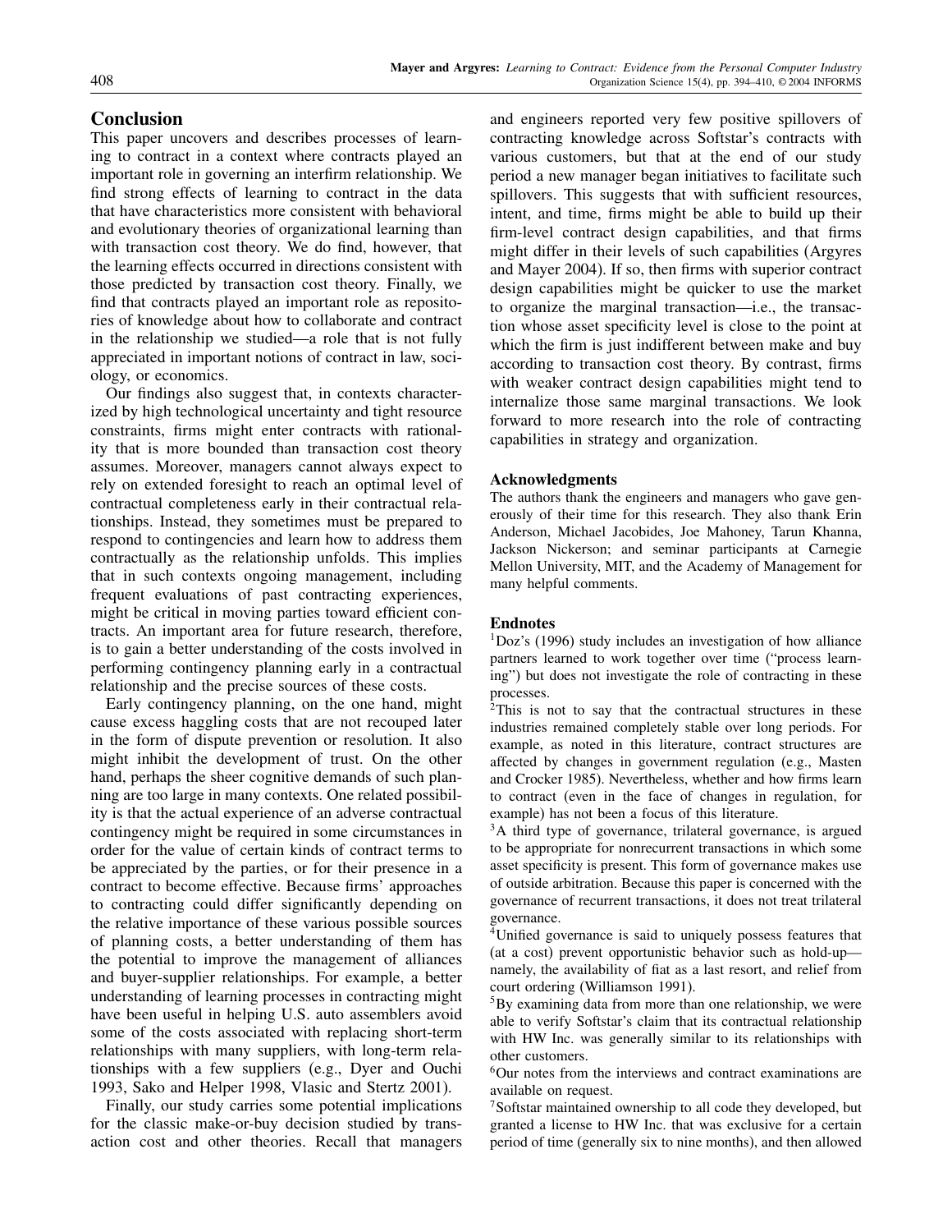## Conclusion

This paper uncovers and describes processes of learning to contract in a context where contracts played an important role in governing an interfirm relationship. We find strong effects of learning to contract in the data that have characteristics more consistent with behavioral and evolutionary theories of organizational learning than with transaction cost theory. We do find, however, that the learning effects occurred in directions consistent with those predicted by transaction cost theory. Finally, we find that contracts played an important role as repositories of knowledge about how to collaborate and contract in the relationship we studied—a role that is not fully appreciated in important notions of contract in law, sociology, or economics.

Our findings also suggest that, in contexts characterized by high technological uncertainty and tight resource constraints, firms might enter contracts with rationality that is more bounded than transaction cost theory assumes. Moreover, managers cannot always expect to rely on extended foresight to reach an optimal level of contractual completeness early in their contractual relationships. Instead, they sometimes must be prepared to respond to contingencies and learn how to address them contractually as the relationship unfolds. This implies that in such contexts ongoing management, including frequent evaluations of past contracting experiences, might be critical in moving parties toward efficient contracts. An important area for future research, therefore, is to gain a better understanding of the costs involved in performing contingency planning early in a contractual relationship and the precise sources of these costs.

Early contingency planning, on the one hand, might cause excess haggling costs that are not recouped later in the form of dispute prevention or resolution. It also might inhibit the development of trust. On the other hand, perhaps the sheer cognitive demands of such planning are too large in many contexts. One related possibility is that the actual experience of an adverse contractual contingency might be required in some circumstances in order for the value of certain kinds of contract terms to be appreciated by the parties, or for their presence in a contract to become effective. Because firms' approaches to contracting could differ significantly depending on the relative importance of these various possible sources of planning costs, a better understanding of them has the potential to improve the management of alliances and buyer-supplier relationships. For example, a better understanding of learning processes in contracting might have been useful in helping U.S. auto assemblers avoid some of the costs associated with replacing short-term relationships with many suppliers, with long-term relationships with a few suppliers (e.g., Dyer and Ouchi 1993, Sako and Helper 1998, Vlasic and Stertz 2001).

Finally, our study carries some potential implications for the classic make-or-buy decision studied by transaction cost and other theories. Recall that managers and engineers reported very few positive spillovers of contracting knowledge across Softstar's contracts with various customers, but that at the end of our study period a new manager began initiatives to facilitate such spillovers. This suggests that with sufficient resources, intent, and time, firms might be able to build up their firm-level contract design capabilities, and that firms might differ in their levels of such capabilities (Argyres and Mayer 2004). If so, then firms with superior contract design capabilities might be quicker to use the market to organize the marginal transaction—i.e., the transaction whose asset specificity level is close to the point at which the firm is just indifferent between make and buy according to transaction cost theory. By contrast, firms with weaker contract design capabilities might tend to internalize those same marginal transactions. We look forward to more research into the role of contracting capabilities in strategy and organization.

### Acknowledgments

The authors thank the engineers and managers who gave generously of their time for this research. They also thank Erin Anderson, Michael Jacobides, Joe Mahoney, Tarun Khanna, Jackson Nickerson; and seminar participants at Carnegie Mellon University, MIT, and the Academy of Management for many helpful comments.

### Endnotes

[1]Doz's (1996) study includes an investigation of how alliance partners learned to work together over time ("process learning") but does not investigate the role of contracting in these processes.

[2]This is not to say that the contractual structures in these industries remained completely stable over long periods. For example, as noted in this literature, contract structures are affected by changes in government regulation (e.g., Masten and Crocker 1985). Nevertheless, whether and how firms learn to contract (even in the face of changes in regulation, for example) has not been a focus of this literature.

[3]A third type of governance, trilateral governance, is argued to be appropriate for nonrecurrent transactions in which some asset specificity is present. This form of governance makes use of outside arbitration. Because this paper is concerned with the governance of recurrent transactions, it does not treat trilateral governance.

[4]Unified governance is said to uniquely possess features that (at a cost) prevent opportunistic behavior such as hold-up—namely, the availability of fiat as a last resort, and relief from court ordering (Williamson 1991).

[5]By examining data from more than one relationship, we were able to verify Softstar's claim that its contractual relationship with HW Inc. was generally similar to its relationships with other customers.

[6]Our notes from the interviews and contract examinations are available on request.

[7]Softstar maintained ownership to all code they developed, but granted a license to HW Inc. that was exclusive for a certain period of time (generally six to nine months), and then allowed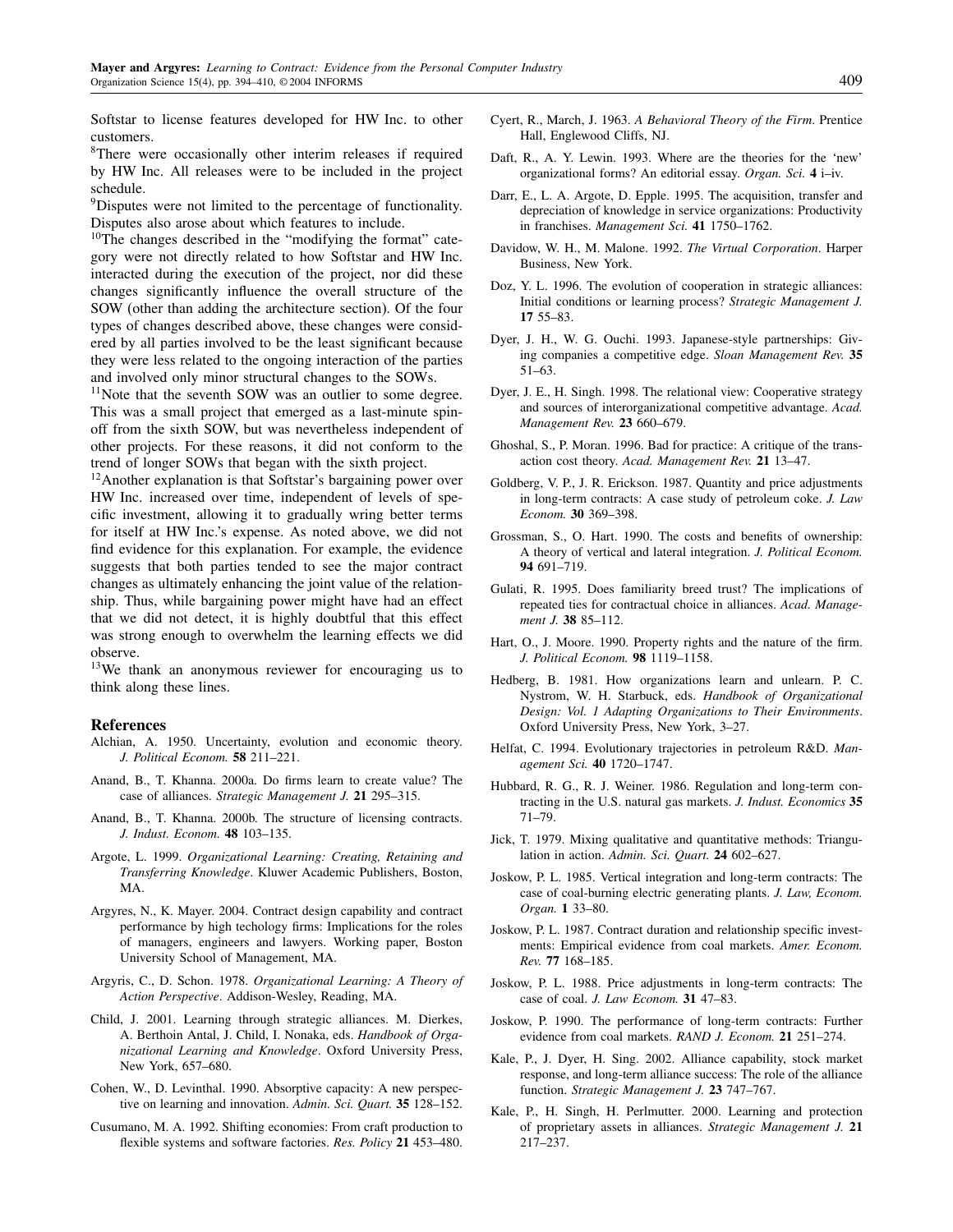Softstar to license features developed for HW Inc. to other customers.

[8]There were occasionally other interim releases if required by HW Inc. All releases were to be included in the project schedule.

[9]Disputes were not limited to the percentage of functionality. Disputes also arose about which features to include.

[10]The changes described in the "modifying the format" category were not directly related to how Softstar and HW Inc. interacted during the execution of the project, nor did these changes significantly influence the overall structure of the SOW (other than adding the architecture section). Of the four types of changes described above, these changes were considered by all parties involved to be the least significant because they were less related to the ongoing interaction of the parties and involved only minor structural changes to the SOWs.

[11]Note that the seventh SOW was an outlier to some degree. This was a small project that emerged as a last-minute spinoff from the sixth SOW, but was nevertheless independent of other projects. For these reasons, it did not conform to the trend of longer SOWs that began with the sixth project.

[12]Another explanation is that Softstar's bargaining power over HW Inc. increased over time, independent of levels of specific investment, allowing it to gradually wring better terms for itself at HW Inc.'s expense. As noted above, we did not find evidence for this explanation. For example, the evidence suggests that both parties tended to see the major contract changes as ultimately enhancing the joint value of the relationship. Thus, while bargaining power might have had an effect that we did not detect, it is highly doubtful that this effect was strong enough to overwhelm the learning effects we did observe.

[13]We thank an anonymous reviewer for encouraging us to think along these lines.

## References

Alchian, A. 1950. Uncertainty, evolution and economic theory. *J. Political Econom.* **58** 211–221.

Anand, B., T. Khanna. 2000a. Do firms learn to create value? The case of alliances. *Strategic Management J.* **21** 295–315.

Anand, B., T. Khanna. 2000b. The structure of licensing contracts. *J. Indust. Econom.* **48** 103–135.

Argote, L. 1999. *Organizational Learning: Creating, Retaining and Transferring Knowledge*. Kluwer Academic Publishers, Boston, MA.

Argyres, N., K. Mayer. 2004. Contract design capability and contract performance by high techology firms: Implications for the roles of managers, engineers and lawyers. Working paper, Boston University School of Management, MA.

Argyris, C., D. Schon. 1978. *Organizational Learning: A Theory of Action Perspective*. Addison-Wesley, Reading, MA.

Child, J. 2001. Learning through strategic alliances. M. Dierkes, A. Berthoin Antal, J. Child, I. Nonaka, eds. *Handbook of Organizational Learning and Knowledge*. Oxford University Press, New York, 657–680.

Cohen, W., D. Levinthal. 1990. Absorptive capacity: A new perspective on learning and innovation. *Admin. Sci. Quart.* **35** 128–152.

Cusumano, M. A. 1992. Shifting economies: From craft production to flexible systems and software factories. *Res. Policy* **21** 453–480.

Cyert, R., March, J. 1963. *A Behavioral Theory of the Firm*. Prentice Hall, Englewood Cliffs, NJ.

Daft, R., A. Y. Lewin. 1993. Where are the theories for the 'new' organizational forms? An editorial essay. *Organ. Sci.* **4** i–iv.

Darr, E., L. A. Argote, D. Epple. 1995. The acquisition, transfer and depreciation of knowledge in service organizations: Productivity in franchises. *Management Sci.* **41** 1750–1762.

Davidow, W. H., M. Malone. 1992. *The Virtual Corporation*. Harper Business, New York.

Doz, Y. L. 1996. The evolution of cooperation in strategic alliances: Initial conditions or learning process? *Strategic Management J.* **17** 55–83.

Dyer, J. H., W. G. Ouchi. 1993. Japanese-style partnerships: Giving companies a competitive edge. *Sloan Management Rev.* **35** 51–63.

Dyer, J. E., H. Singh. 1998. The relational view: Cooperative strategy and sources of interorganizational competitive advantage. *Acad. Management Rev.* **23** 660–679.

Ghoshal, S., P. Moran. 1996. Bad for practice: A critique of the transaction cost theory. *Acad. Management Rev.* **21** 13–47.

Goldberg, V. P., J. R. Erickson. 1987. Quantity and price adjustments in long-term contracts: A case study of petroleum coke. *J. Law Econom.* **30** 369–398.

Grossman, S., O. Hart. 1990. The costs and benefits of ownership: A theory of vertical and lateral integration. *J. Political Econom.* **94** 691–719.

Gulati, R. 1995. Does familiarity breed trust? The implications of repeated ties for contractual choice in alliances. *Acad. Management J.* **38** 85–112.

Hart, O., J. Moore. 1990. Property rights and the nature of the firm. *J. Political Econom.* **98** 1119–1158.

Hedberg, B. 1981. How organizations learn and unlearn. P. C. Nystrom, W. H. Starbuck, eds. *Handbook of Organizational Design: Vol. 1 Adapting Organizations to Their Environments*. Oxford University Press, New York, 3–27.

Helfat, C. 1994. Evolutionary trajectories in petroleum R&D. *Management Sci.* **40** 1720–1747.

Hubbard, R. G., R. J. Weiner. 1986. Regulation and long-term contracting in the U.S. natural gas markets. *J. Indust. Economics* **35** 71–79.

Jick, T. 1979. Mixing qualitative and quantitative methods: Triangulation in action. *Admin. Sci. Quart.* **24** 602–627.

Joskow, P. L. 1985. Vertical integration and long-term contracts: The case of coal-burning electric generating plants. *J. Law, Econom. Organ.* **1** 33–80.

Joskow, P. L. 1987. Contract duration and relationship specific investments: Empirical evidence from coal markets. *Amer. Econom. Rev.* **77** 168–185.

Joskow, P. L. 1988. Price adjustments in long-term contracts: The case of coal. *J. Law Econom.* **31** 47–83.

Joskow, P. 1990. The performance of long-term contracts: Further evidence from coal markets. *RAND J. Econom.* **21** 251–274.

Kale, P., J. Dyer, H. Sing. 2002. Alliance capability, stock market response, and long-term alliance success: The role of the alliance function. *Strategic Management J.* **23** 747–767.

Kale, P., H. Singh, H. Perlmutter. 2000. Learning and protection of proprietary assets in alliances. *Strategic Management J.* **21** 217–237.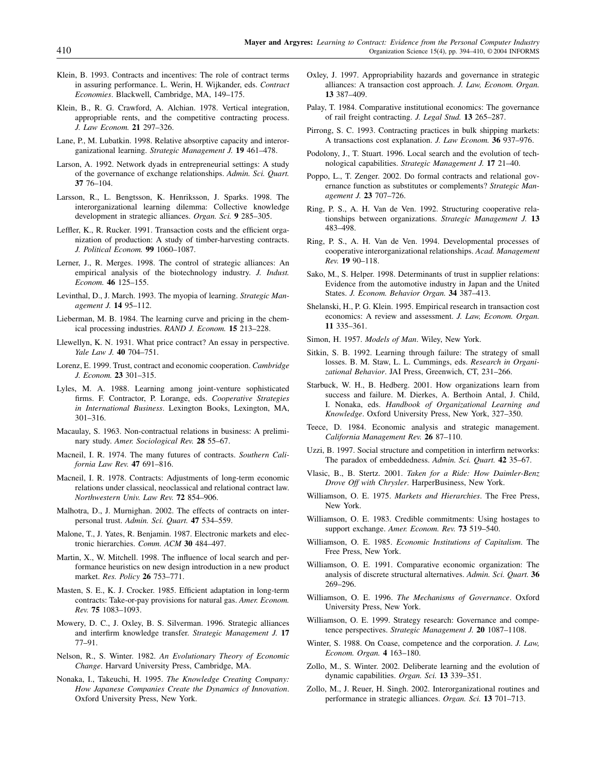Klein, B. 1993. Contracts and incentives: The role of contract terms in assuring performance. L. Werin, H. Wijkander, eds. *Contract Economies*. Blackwell, Cambridge, MA, 149–175.

Klein, B., R. G. Crawford, A. Alchian. 1978. Vertical integration, appropriable rents, and the competitive contracting process. *J. Law Econom.* **21** 297–326.

Lane, P., M. Lubatkin. 1998. Relative absorptive capacity and interorganizational learning. *Strategic Management J.* **19** 461–478.

Larson, A. 1992. Network dyads in entrepreneurial settings: A study of the governance of exchange relationships. *Admin. Sci. Quart.* **37** 76–104.

Larsson, R., L. Bengtsson, K. Henriksson, J. Sparks. 1998. The interorganizational learning dilemma: Collective knowledge development in strategic alliances. *Organ. Sci.* **9** 285–305.

Leffler, K., R. Rucker. 1991. Transaction costs and the efficient organization of production: A study of timber-harvesting contracts. *J. Political Econom.* **99** 1060–1087.

Lerner, J., R. Merges. 1998. The control of strategic alliances: An empirical analysis of the biotechnology industry. *J. Indust. Econom.* **46** 125–155.

Levinthal, D., J. March. 1993. The myopia of learning. *Strategic Management J.* **14** 95–112.

Lieberman, M. B. 1984. The learning curve and pricing in the chemical processing industries. *RAND J. Econom.* **15** 213–228.

Llewellyn, K. N. 1931. What price contract? An essay in perspective. *Yale Law J.* **40** 704–751.

Lorenz, E. 1999. Trust, contract and economic cooperation. *Cambridge J. Econom.* **23** 301–315.

Lyles, M. A. 1988. Learning among joint-venture sophisticated firms. F. Contractor, P. Lorange, eds. *Cooperative Strategies in International Business*. Lexington Books, Lexington, MA, 301–316.

Macaulay, S. 1963. Non-contractual relations in business: A preliminary study. *Amer. Sociological Rev.* **28** 55–67.

Macneil, I. R. 1974. The many futures of contracts. *Southern California Law Rev.* **47** 691–816.

Macneil, I. R. 1978. Contracts: Adjustments of long-term economic relations under classical, neoclassical and relational contract law. *Northwestern Univ. Law Rev.* **72** 854–906.

Malhotra, D., J. Murnighan. 2002. The effects of contracts on interpersonal trust. *Admin. Sci. Quart.* **47** 534–559.

Malone, T., J. Yates, R. Benjamin. 1987. Electronic markets and electronic hierarchies. *Comm. ACM* **30** 484–497.

Martin, X., W. Mitchell. 1998. The influence of local search and performance heuristics on new design introduction in a new product market. *Res. Policy* **26** 753–771.

Masten, S. E., K. J. Crocker. 1985. Efficient adaptation in long-term contracts: Take-or-pay provisions for natural gas. *Amer. Econom. Rev.* **75** 1083–1093.

Mowery, D. C., J. Oxley, B. S. Silverman. 1996. Strategic alliances and interfirm knowledge transfer. *Strategic Management J.* **17** 77–91.

Nelson, R., S. Winter. 1982. *An Evolutionary Theory of Economic Change*. Harvard University Press, Cambridge, MA.

Nonaka, I., Takeuchi, H. 1995. *The Knowledge Creating Company: How Japanese Companies Create the Dynamics of Innovation*. Oxford University Press, New York.

Oxley, J. 1997. Appropriability hazards and governance in strategic alliances: A transaction cost approach. *J. Law, Econom. Organ.* **13** 387–409.

Palay, T. 1984. Comparative institutional economics: The governance of rail freight contracting. *J. Legal Stud.* **13** 265–287.

Pirrong, S. C. 1993. Contracting practices in bulk shipping markets: A transactions cost explanation. *J. Law Econom.* **36** 937–976.

Podolony, J., T. Stuart. 1996. Local search and the evolution of technological capabilities. *Strategic Management J.* **17** 21–40.

Poppo, L., T. Zenger. 2002. Do formal contracts and relational governance function as substitutes or complements? *Strategic Management J.* **23** 707–726.

Ring, P. S., A. H. Van de Ven. 1992. Structuring cooperative relationships between organizations. *Strategic Management J.* **13** 483–498.

Ring, P. S., A. H. Van de Ven. 1994. Developmental processes of cooperative interorganizational relationships. *Acad. Management Rev.* **19** 90–118.

Sako, M., S. Helper. 1998. Determinants of trust in supplier relations: Evidence from the automotive industry in Japan and the United States. *J. Econom. Behavior Organ.* **34** 387–413.

Shelanski, H., P. G. Klein. 1995. Empirical research in transaction cost economics: A review and assessment. *J. Law, Econom. Organ.* **11** 335–361.

Simon, H. 1957. *Models of Man*. Wiley, New York.

Sitkin, S. B. 1992. Learning through failure: The strategy of small losses. B. M. Staw, L. L. Cummings, eds. *Research in Organizational Behavior*. JAI Press, Greenwich, CT, 231–266.

Starbuck, W. H., B. Hedberg. 2001. How organizations learn from success and failure. M. Dierkes, A. Berthoin Antal, J. Child, I. Nonaka, eds. *Handbook of Organizational Learning and Knowledge*. Oxford University Press, New York, 327–350.

Teece, D. 1984. Economic analysis and strategic management. *California Management Rev.* **26** 87–110.

Uzzi, B. 1997. Social structure and competition in interfirm networks: The paradox of embeddedness. *Admin. Sci. Quart.* **42** 35–67.

Vlasic, B., B. Stertz. 2001. *Taken for a Ride: How Daimler-Benz Drove Off with Chrysler*. HarperBusiness, New York.

Williamson, O. E. 1975. *Markets and Hierarchies*. The Free Press, New York.

Williamson, O. E. 1983. Credible commitments: Using hostages to support exchange. *Amer. Econom. Rev.* **73** 519–540.

Williamson, O. E. 1985. *Economic Institutions of Capitalism*. The Free Press, New York.

Williamson, O. E. 1991. Comparative economic organization: The analysis of discrete structural alternatives. *Admin. Sci. Quart.* **36** 269–296.

Williamson, O. E. 1996. *The Mechanisms of Governance*. Oxford University Press, New York.

Williamson, O. E. 1999. Strategy research: Governance and competence perspectives. *Strategic Management J.* **20** 1087–1108.

Winter, S. 1988. On Coase, competence and the corporation. *J. Law, Econom. Organ.* **4** 163–180.

Zollo, M., S. Winter. 2002. Deliberate learning and the evolution of dynamic capabilities. *Organ. Sci.* **13** 339–351.

Zollo, M., J. Reuer, H. Singh. 2002. Interorganizational routines and performance in strategic alliances. *Organ. Sci.* **13** 701–713.